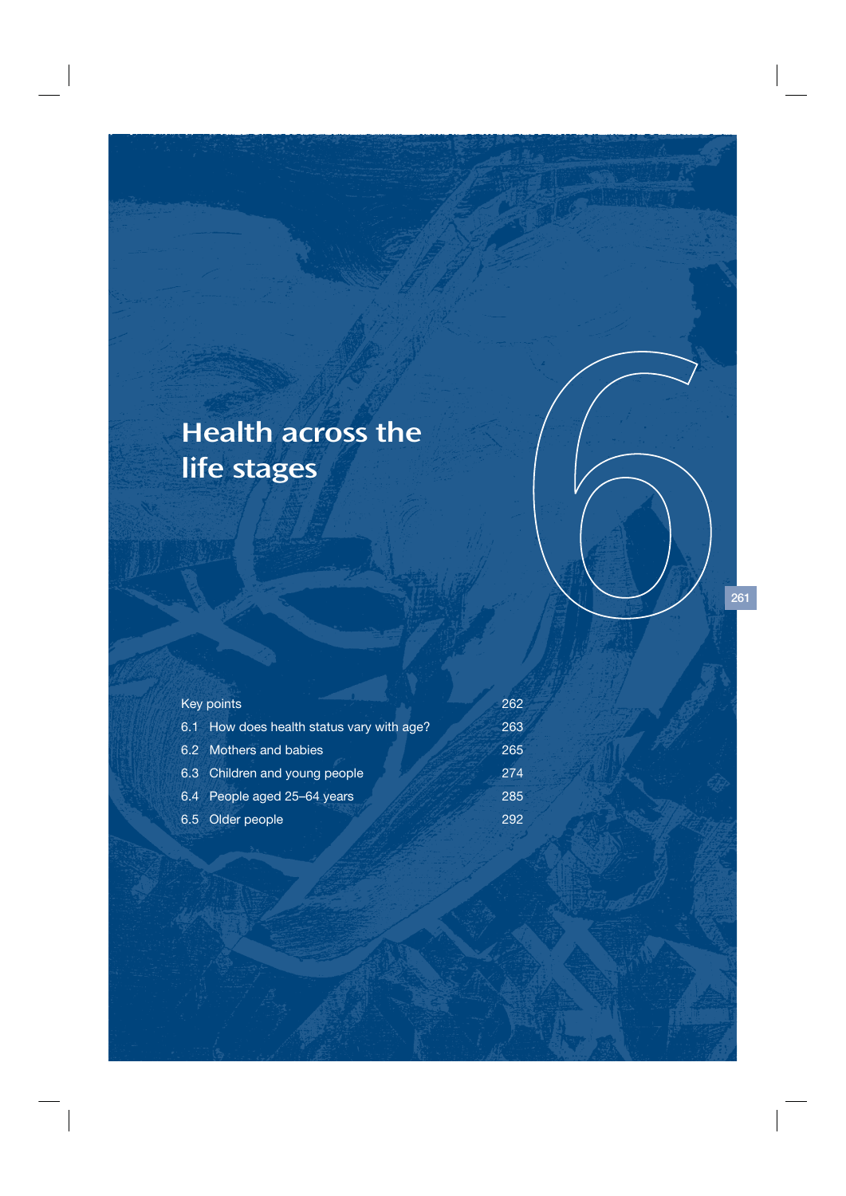# 6 Health across the life stages

| | | |
|---|---|---|
| Key points | | 262 |
| 6.1 | How does health status vary with age? | 263 |
| 6.2 | Mothers and babies | 265 |
| 6.3 | Children and young people | 274 |
| 6.4 | People aged 25–64 years | 285 |
| 6.5 | Older people | 292 |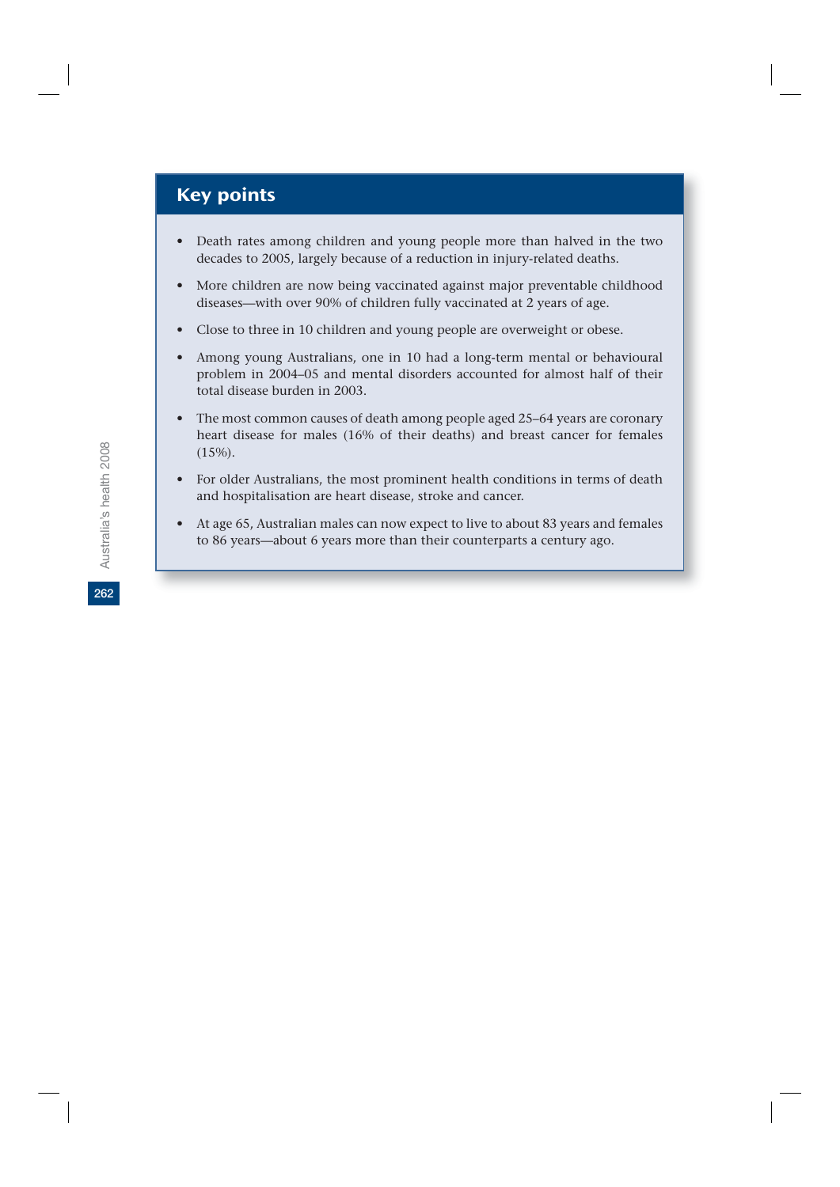## Key points

- Death rates among children and young people more than halved in the two decades to 2005, largely because of a reduction in injury-related deaths.
- More children are now being vaccinated against major preventable childhood diseases—with over 90% of children fully vaccinated at 2 years of age.
- Close to three in 10 children and young people are overweight or obese.
- Among young Australians, one in 10 had a long-term mental or behavioural problem in 2004–05 and mental disorders accounted for almost half of their total disease burden in 2003.
- The most common causes of death among people aged 25–64 years are coronary heart disease for males (16% of their deaths) and breast cancer for females (15%).
- For older Australians, the most prominent health conditions in terms of death and hospitalisation are heart disease, stroke and cancer.
- At age 65, Australian males can now expect to live to about 83 years and females to 86 years—about 6 years more than their counterparts a century ago.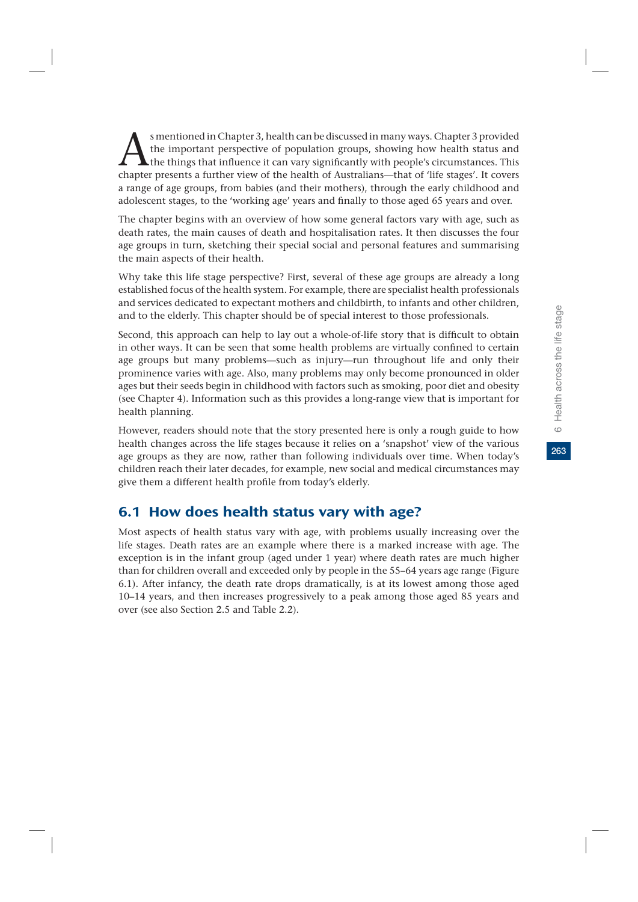As mentioned in Chapter 3, health can be discussed in many ways. Chapter 3 provided the important perspective of population groups, showing how health status and the things that influence it can vary significantly with people's circumstances. This chapter presents a further view of the health of Australians—that of 'life stages'. It covers a range of age groups, from babies (and their mothers), through the early childhood and adolescent stages, to the 'working age' years and finally to those aged 65 years and over.

The chapter begins with an overview of how some general factors vary with age, such as death rates, the main causes of death and hospitalisation rates. It then discusses the four age groups in turn, sketching their special social and personal features and summarising the main aspects of their health.

Why take this life stage perspective? First, several of these age groups are already a long established focus of the health system. For example, there are specialist health professionals and services dedicated to expectant mothers and childbirth, to infants and other children, and to the elderly. This chapter should be of special interest to those professionals.

Second, this approach can help to lay out a whole-of-life story that is difficult to obtain in other ways. It can be seen that some health problems are virtually confined to certain age groups but many problems—such as injury—run throughout life and only their prominence varies with age. Also, many problems may only become pronounced in older ages but their seeds begin in childhood with factors such as smoking, poor diet and obesity (see Chapter 4). Information such as this provides a long-range view that is important for health planning.

However, readers should note that the story presented here is only a rough guide to how health changes across the life stages because it relies on a 'snapshot' view of the various age groups as they are now, rather than following individuals over time. When today's children reach their later decades, for example, new social and medical circumstances may give them a different health profile from today's elderly.

## 6.1 How does health status vary with age?

Most aspects of health status vary with age, with problems usually increasing over the life stages. Death rates are an example where there is a marked increase with age. The exception is in the infant group (aged under 1 year) where death rates are much higher than for children overall and exceeded only by people in the 55–64 years age range (Figure 6.1). After infancy, the death rate drops dramatically, is at its lowest among those aged 10–14 years, and then increases progressively to a peak among those aged 85 years and over (see also Section 2.5 and Table 2.2).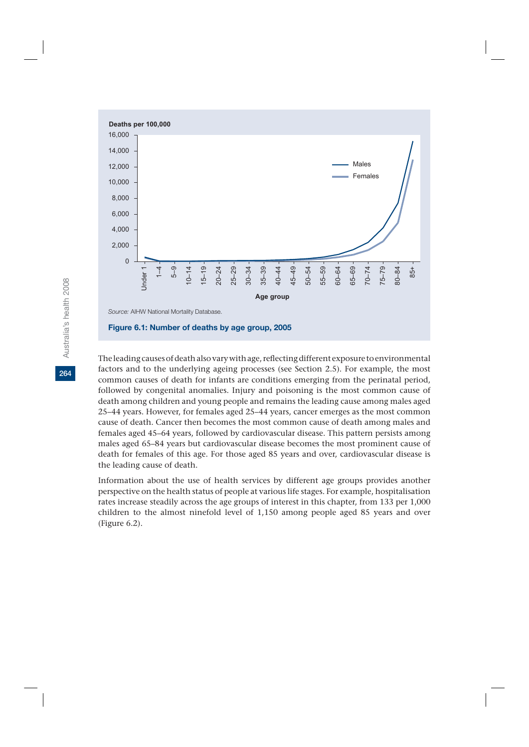Source: AIHW National Mortality Database.

**Figure 6.1: Number of deaths by age group, 2005**

The leading causes of death also vary with age, reflecting different exposure to environmental factors and to the underlying ageing processes (see Section 2.5). For example, the most common causes of death for infants are conditions emerging from the perinatal period, followed by congenital anomalies. Injury and poisoning is the most common cause of death among children and young people and remains the leading cause among males aged 25–44 years. However, for females aged 25–44 years, cancer emerges as the most common cause of death. Cancer then becomes the most common cause of death among males and females aged 45–64 years, followed by cardiovascular disease. This pattern persists among males aged 65–84 years but cardiovascular disease becomes the most prominent cause of death for females of this age. For those aged 85 years and over, cardiovascular disease is the leading cause of death.

Information about the use of health services by different age groups provides another perspective on the health status of people at various life stages. For example, hospitalisation rates increase steadily across the age groups of interest in this chapter, from 133 per 1,000 children to the almost ninefold level of 1,150 among people aged 85 years and over (Figure 6.2).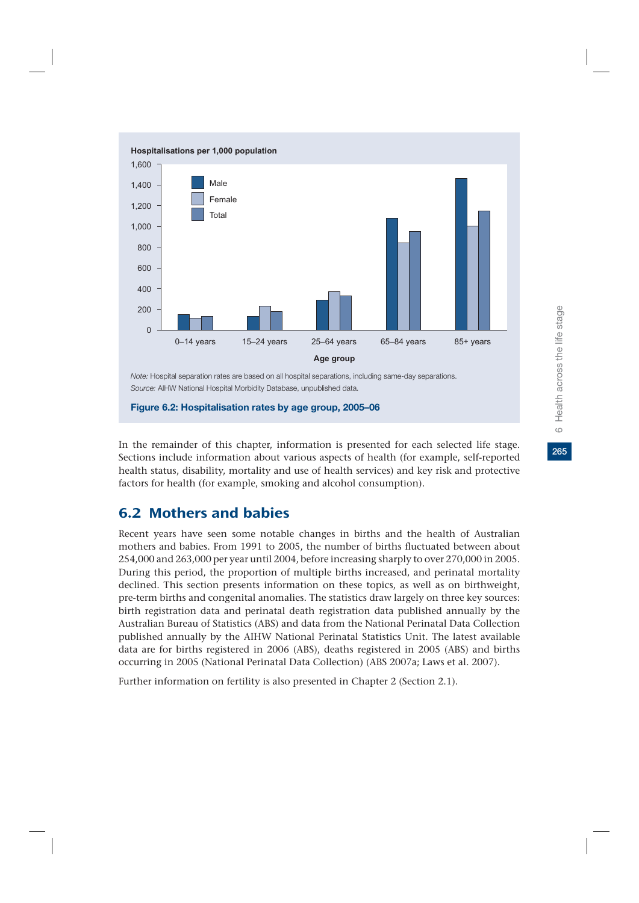Hospitalisations per 1,000 population

*Note:* Hospital separation rates are based on all hospital separations, including same-day separations.
*Source:* AIHW National Hospital Morbidity Database, unpublished data.

**Figure 6.2: Hospitalisation rates by age group, 2005–06**

In the remainder of this chapter, information is presented for each selected life stage. Sections include information about various aspects of health (for example, self-reported health status, disability, mortality and use of health services) and key risk and protective factors for health (for example, smoking and alcohol consumption).

## 6.2 Mothers and babies

Recent years have seen some notable changes in births and the health of Australian mothers and babies. From 1991 to 2005, the number of births fluctuated between about 254,000 and 263,000 per year until 2004, before increasing sharply to over 270,000 in 2005. During this period, the proportion of multiple births increased, and perinatal mortality declined. This section presents information on these topics, as well as on birthweight, pre-term births and congenital anomalies. The statistics draw largely on three key sources: birth registration data and perinatal death registration data published annually by the Australian Bureau of Statistics (ABS) and data from the National Perinatal Data Collection published annually by the AIHW National Perinatal Statistics Unit. The latest available data are for births registered in 2006 (ABS), deaths registered in 2005 (ABS) and births occurring in 2005 (National Perinatal Data Collection) (ABS 2007a; Laws et al. 2007).

Further information on fertility is also presented in Chapter 2 (Section 2.1).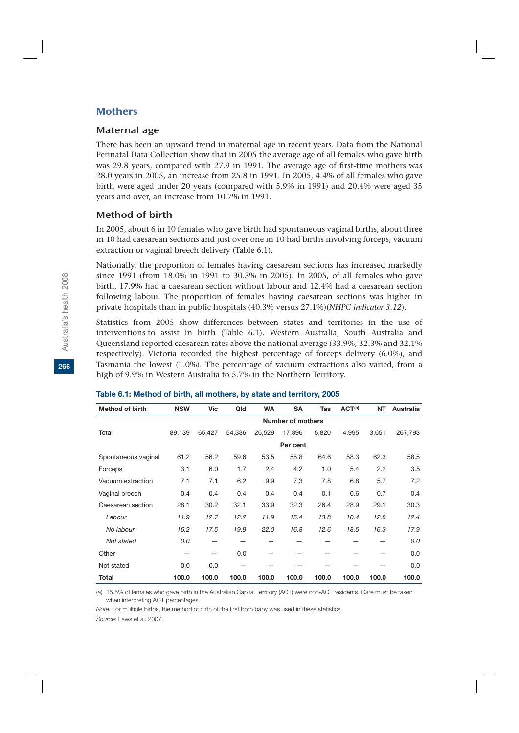## Mothers

### Maternal age

There has been an upward trend in maternal age in recent years. Data from the National Perinatal Data Collection show that in 2005 the average age of all females who gave birth was 29.8 years, compared with 27.9 in 1991. The average age of first-time mothers was 28.0 years in 2005, an increase from 25.8 in 1991. In 2005, 4.4% of all females who gave birth were aged under 20 years (compared with 5.9% in 1991) and 20.4% were aged 35 years and over, an increase from 10.7% in 1991.

### Method of birth

In 2005, about 6 in 10 females who gave birth had spontaneous vaginal births, about three in 10 had caesarean sections and just over one in 10 had births involving forceps, vacuum extraction or vaginal breech delivery (Table 6.1).

Nationally, the proportion of females having caesarean sections has increased markedly since 1991 (from 18.0% in 1991 to 30.3% in 2005). In 2005, of all females who gave birth, 17.9% had a caesarean section without labour and 12.4% had a caesarean section following labour. The proportion of females having caesarean sections was higher in private hospitals than in public hospitals (40.3% versus 27.1%)(*NHPC indicator 3.12*).

Statistics from 2005 show differences between states and territories in the use of interventions to assist in birth (Table 6.1). Western Australia, South Australia and Queensland reported caesarean rates above the national average (33.9%, 32.3% and 32.1% respectively). Victoria recorded the highest percentage of forceps delivery (6.0%), and Tasmania the lowest (1.0%). The percentage of vacuum extractions also varied, from a high of 9.9% in Western Australia to 5.7% in the Northern Territory.

**Table 6.1: Method of birth, all mothers, by state and territory, 2005**

| Method of birth | NSW | Vic | Qld | WA | SA | Tas | ACT(a) | NT | Australia |
|---|---|---|---|---|---|---|---|---|---|
| | | | | | **Number of mothers** | | | | |
| Total | 89,139 | 65,427 | 54,336 | 26,529 | 17,896 | 5,820 | 4,995 | 3,651 | 267,793 |
| | | | | | **Per cent** | | | | |
| Spontaneous vaginal | 61.2 | 56.2 | 59.6 | 53.5 | 55.8 | 64.6 | 58.3 | 62.3 | 58.5 |
| Forceps | 3.1 | 6.0 | 1.7 | 2.4 | 4.2 | 1.0 | 5.4 | 2.2 | 3.5 |
| Vacuum extraction | 7.1 | 7.1 | 6.2 | 9.9 | 7.3 | 7.8 | 6.8 | 5.7 | 7.2 |
| Vaginal breech | 0.4 | 0.4 | 0.4 | 0.4 | 0.4 | 0.1 | 0.6 | 0.7 | 0.4 |
| Caesarean section | 28.1 | 30.2 | 32.1 | 33.9 | 32.3 | 26.4 | 28.9 | 29.1 | 30.3 |
| *Labour* | *11.9* | *12.7* | *12.2* | *11.9* | *15.4* | *13.8* | *10.4* | *12.8* | *12.4* |
| *No labour* | *16.2* | *17.5* | *19.9* | *22.0* | *16.8* | *12.6* | *18.5* | *16.3* | *17.9* |
| *Not stated* | *0.0* | — | — | — | — | — | — | — | *0.0* |
| Other | — | — | 0.0 | — | — | — | — | — | 0.0 |
| Not stated | 0.0 | 0.0 | — | — | — | — | — | — | 0.0 |
| **Total** | **100.0** | **100.0** | **100.0** | **100.0** | **100.0** | **100.0** | **100.0** | **100.0** | **100.0** |

(a) 15.5% of females who gave birth in the Australian Capital Territory (ACT) were non-ACT residents. Care must be taken when interpreting ACT percentages.

*Note:* For multiple births, the method of birth of the first born baby was used in these statistics.

*Source:* Laws et al. 2007.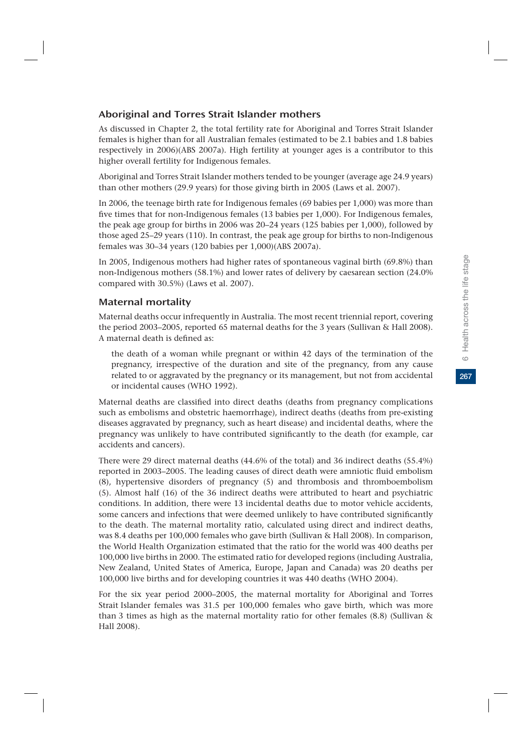### Aboriginal and Torres Strait Islander mothers

As discussed in Chapter 2, the total fertility rate for Aboriginal and Torres Strait Islander females is higher than for all Australian females (estimated to be 2.1 babies and 1.8 babies respectively in 2006)(ABS 2007a). High fertility at younger ages is a contributor to this higher overall fertility for Indigenous females.

Aboriginal and Torres Strait Islander mothers tended to be younger (average age 24.9 years) than other mothers (29.9 years) for those giving birth in 2005 (Laws et al. 2007).

In 2006, the teenage birth rate for Indigenous females (69 babies per 1,000) was more than five times that for non-Indigenous females (13 babies per 1,000). For Indigenous females, the peak age group for births in 2006 was 20–24 years (125 babies per 1,000), followed by those aged 25–29 years (110). In contrast, the peak age group for births to non-Indigenous females was 30–34 years (120 babies per 1,000)(ABS 2007a).

In 2005, Indigenous mothers had higher rates of spontaneous vaginal birth (69.8%) than non-Indigenous mothers (58.1%) and lower rates of delivery by caesarean section (24.0% compared with 30.5%) (Laws et al. 2007).

### Maternal mortality

Maternal deaths occur infrequently in Australia. The most recent triennial report, covering the period 2003–2005, reported 65 maternal deaths for the 3 years (Sullivan & Hall 2008). A maternal death is defined as:

> the death of a woman while pregnant or within 42 days of the termination of the pregnancy, irrespective of the duration and site of the pregnancy, from any cause related to or aggravated by the pregnancy or its management, but not from accidental or incidental causes (WHO 1992).

Maternal deaths are classified into direct deaths (deaths from pregnancy complications such as embolisms and obstetric haemorrhage), indirect deaths (deaths from pre-existing diseases aggravated by pregnancy, such as heart disease) and incidental deaths, where the pregnancy was unlikely to have contributed significantly to the death (for example, car accidents and cancers).

There were 29 direct maternal deaths (44.6% of the total) and 36 indirect deaths (55.4%) reported in 2003–2005. The leading causes of direct death were amniotic fluid embolism (8), hypertensive disorders of pregnancy (5) and thrombosis and thromboembolism (5). Almost half (16) of the 36 indirect deaths were attributed to heart and psychiatric conditions. In addition, there were 13 incidental deaths due to motor vehicle accidents, some cancers and infections that were deemed unlikely to have contributed significantly to the death. The maternal mortality ratio, calculated using direct and indirect deaths, was 8.4 deaths per 100,000 females who gave birth (Sullivan & Hall 2008). In comparison, the World Health Organization estimated that the ratio for the world was 400 deaths per 100,000 live births in 2000. The estimated ratio for developed regions (including Australia, New Zealand, United States of America, Europe, Japan and Canada) was 20 deaths per 100,000 live births and for developing countries it was 440 deaths (WHO 2004).

For the six year period 2000–2005, the maternal mortality for Aboriginal and Torres Strait Islander females was 31.5 per 100,000 females who gave birth, which was more than 3 times as high as the maternal mortality ratio for other females (8.8) (Sullivan & Hall 2008).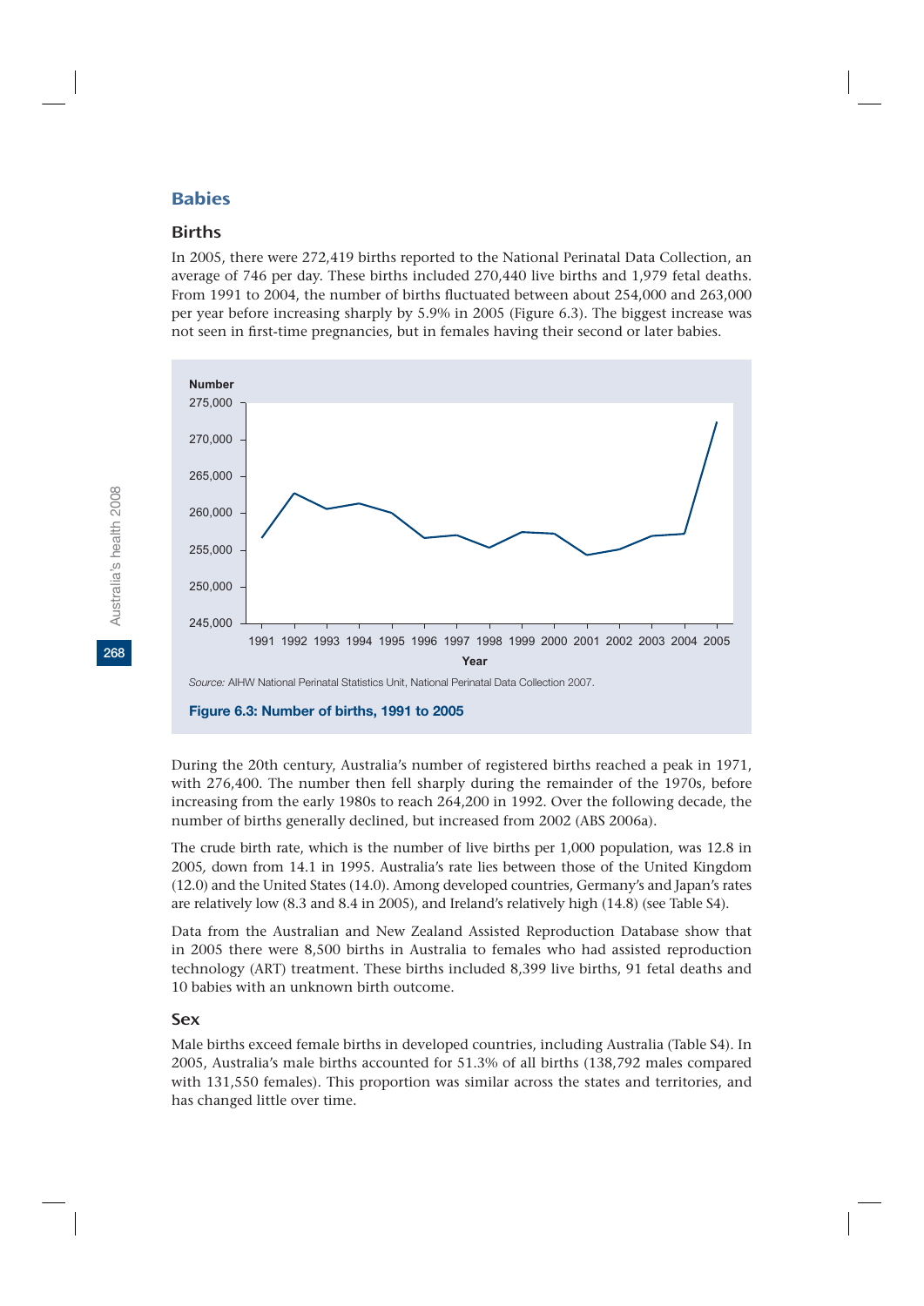## Babies

### Births

In 2005, there were 272,419 births reported to the National Perinatal Data Collection, an average of 746 per day. These births included 270,440 live births and 1,979 fetal deaths. From 1991 to 2004, the number of births fluctuated between about 254,000 and 263,000 per year before increasing sharply by 5.9% in 2005 (Figure 6.3). The biggest increase was not seen in first-time pregnancies, but in females having their second or later babies.

*Source:* AIHW National Perinatal Statistics Unit, National Perinatal Data Collection 2007.

**Figure 6.3: Number of births, 1991 to 2005**

During the 20th century, Australia's number of registered births reached a peak in 1971, with 276,400. The number then fell sharply during the remainder of the 1970s, before increasing from the early 1980s to reach 264,200 in 1992. Over the following decade, the number of births generally declined, but increased from 2002 (ABS 2006a).

The crude birth rate, which is the number of live births per 1,000 population, was 12.8 in 2005, down from 14.1 in 1995. Australia's rate lies between those of the United Kingdom (12.0) and the United States (14.0). Among developed countries, Germany's and Japan's rates are relatively low (8.3 and 8.4 in 2005), and Ireland's relatively high (14.8) (see Table S4).

Data from the Australian and New Zealand Assisted Reproduction Database show that in 2005 there were 8,500 births in Australia to females who had assisted reproduction technology (ART) treatment. These births included 8,399 live births, 91 fetal deaths and 10 babies with an unknown birth outcome.

### Sex

Male births exceed female births in developed countries, including Australia (Table S4). In 2005, Australia's male births accounted for 51.3% of all births (138,792 males compared with 131,550 females). This proportion was similar across the states and territories, and has changed little over time.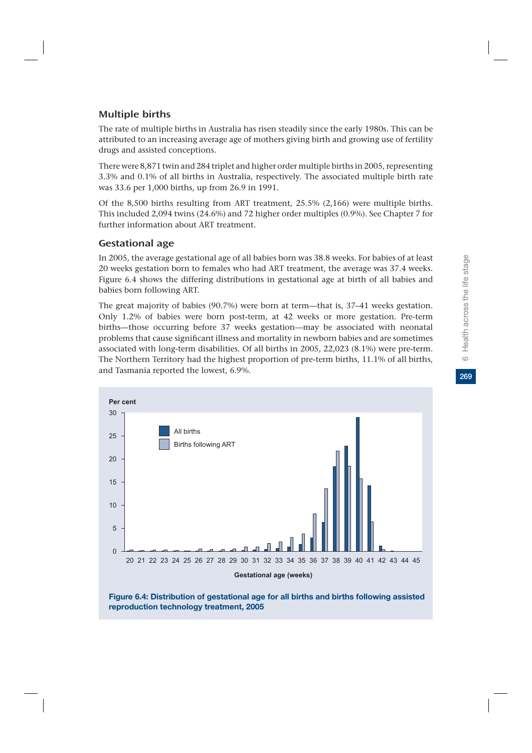## Multiple births

The rate of multiple births in Australia has risen steadily since the early 1980s. This can be attributed to an increasing average age of mothers giving birth and growing use of fertility drugs and assisted conceptions.

There were 8,871 twin and 284 triplet and higher order multiple births in 2005, representing 3.3% and 0.1% of all births in Australia, respectively. The associated multiple birth rate was 33.6 per 1,000 births, up from 26.9 in 1991.

Of the 8,500 births resulting from ART treatment, 25.5% (2,166) were multiple births. This included 2,094 twins (24.6%) and 72 higher order multiples (0.9%). See Chapter 7 for further information about ART treatment.

## Gestational age

In 2005, the average gestational age of all babies born was 38.8 weeks. For babies of at least 20 weeks gestation born to females who had ART treatment, the average was 37.4 weeks. Figure 6.4 shows the differing distributions in gestational age at birth of all babies and babies born following ART.

The great majority of babies (90.7%) were born at term—that is, 37–41 weeks gestation. Only 1.2% of babies were born post-term, at 42 weeks or more gestation. Pre-term births—those occurring before 37 weeks gestation—may be associated with neonatal problems that cause significant illness and mortality in newborn babies and are sometimes associated with long-term disabilities. Of all births in 2005, 22,023 (8.1%) were pre-term. The Northern Territory had the highest proportion of pre-term births, 11.1% of all births, and Tasmania reported the lowest, 6.9%.

**Figure 6.4: Distribution of gestational age for all births and births following assisted reproduction technology treatment, 2005**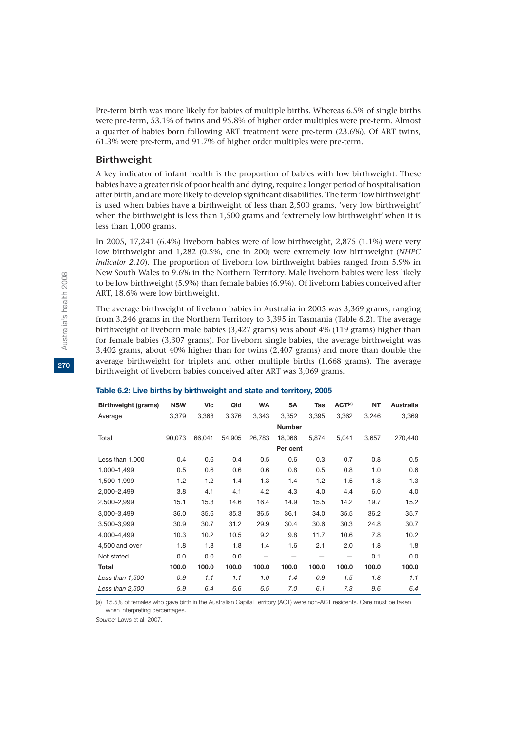Pre-term birth was more likely for babies of multiple births. Whereas 6.5% of single births were pre-term, 53.1% of twins and 95.8% of higher order multiples were pre-term. Almost a quarter of babies born following ART treatment were pre-term (23.6%). Of ART twins, 61.3% were pre-term, and 91.7% of higher order multiples were pre-term.

## Birthweight

A key indicator of infant health is the proportion of babies with low birthweight. These babies have a greater risk of poor health and dying, require a longer period of hospitalisation after birth, and are more likely to develop significant disabilities. The term 'low birthweight' is used when babies have a birthweight of less than 2,500 grams, 'very low birthweight' when the birthweight is less than 1,500 grams and 'extremely low birthweight' when it is less than 1,000 grams.

In 2005, 17,241 (6.4%) liveborn babies were of low birthweight, 2,875 (1.1%) were very low birthweight and 1,282 (0.5%, one in 200) were extremely low birthweight (*NHPC indicator 2.10*). The proportion of liveborn low birthweight babies ranged from 5.9% in New South Wales to 9.6% in the Northern Territory. Male liveborn babies were less likely to be low birthweight (5.9%) than female babies (6.9%). Of liveborn babies conceived after ART, 18.6% were low birthweight.

The average birthweight of liveborn babies in Australia in 2005 was 3,369 grams, ranging from 3,246 grams in the Northern Territory to 3,395 in Tasmania (Table 6.2). The average birthweight of liveborn male babies (3,427 grams) was about 4% (119 grams) higher than for female babies (3,307 grams). For liveborn single babies, the average birthweight was 3,402 grams, about 40% higher than for twins (2,407 grams) and more than double the average birthweight for triplets and other multiple births (1,668 grams). The average birthweight of liveborn babies conceived after ART was 3,069 grams.

**Table 6.2: Live births by birthweight and state and territory, 2005**

| Birthweight (grams) | NSW | Vic | Qld | WA | SA | Tas | ACT[(a)] | NT | Australia |
|---|---|---|---|---|---|---|---|---|---|
| Average | 3,379 | 3,368 | 3,376 | 3,343 | 3,352 | 3,395 | 3,362 | 3,246 | 3,369 |
| | | | | | **Number** | | | | |
| Total | 90,073 | 66,041 | 54,905 | 26,783 | 18,066 | 5,874 | 5,041 | 3,657 | 270,440 |
| | | | | | **Per cent** | | | | |
| Less than 1,000 | 0.4 | 0.6 | 0.4 | 0.5 | 0.6 | 0.3 | 0.7 | 0.8 | 0.5 |
| 1,000–1,499 | 0.5 | 0.6 | 0.6 | 0.6 | 0.8 | 0.5 | 0.8 | 1.0 | 0.6 |
| 1,500–1,999 | 1.2 | 1.2 | 1.4 | 1.3 | 1.4 | 1.2 | 1.5 | 1.8 | 1.3 |
| 2,000–2,499 | 3.8 | 4.1 | 4.1 | 4.2 | 4.3 | 4.0 | 4.4 | 6.0 | 4.0 |
| 2,500–2,999 | 15.1 | 15.3 | 14.6 | 16.4 | 14.9 | 15.5 | 14.2 | 19.7 | 15.2 |
| 3,000–3,499 | 36.0 | 35.6 | 35.3 | 36.5 | 36.1 | 34.0 | 35.5 | 36.2 | 35.7 |
| 3,500–3,999 | 30.9 | 30.7 | 31.2 | 29.9 | 30.4 | 30.6 | 30.3 | 24.8 | 30.7 |
| 4,000–4,499 | 10.3 | 10.2 | 10.5 | 9.2 | 9.8 | 11.7 | 10.6 | 7.8 | 10.2 |
| 4,500 and over | 1.8 | 1.8 | 1.8 | 1.4 | 1.6 | 2.1 | 2.0 | 1.8 | 1.8 |
| Not stated | 0.0 | 0.0 | 0.0 | — | — | — | — | 0.1 | 0.0 |
| **Total** | **100.0** | **100.0** | **100.0** | **100.0** | **100.0** | **100.0** | **100.0** | **100.0** | **100.0** |
| *Less than 1,500* | *0.9* | *1.1* | *1.1* | *1.0* | *1.4* | *0.9* | *1.5* | *1.8* | *1.1* |
| *Less than 2,500* | *5.9* | *6.4* | *6.6* | *6.5* | *7.0* | *6.1* | *7.3* | *9.6* | *6.4* |

(a) 15.5% of females who gave birth in the Australian Capital Territory (ACT) were non-ACT residents. Care must be taken when interpreting percentages.

*Source:* Laws et al. 2007.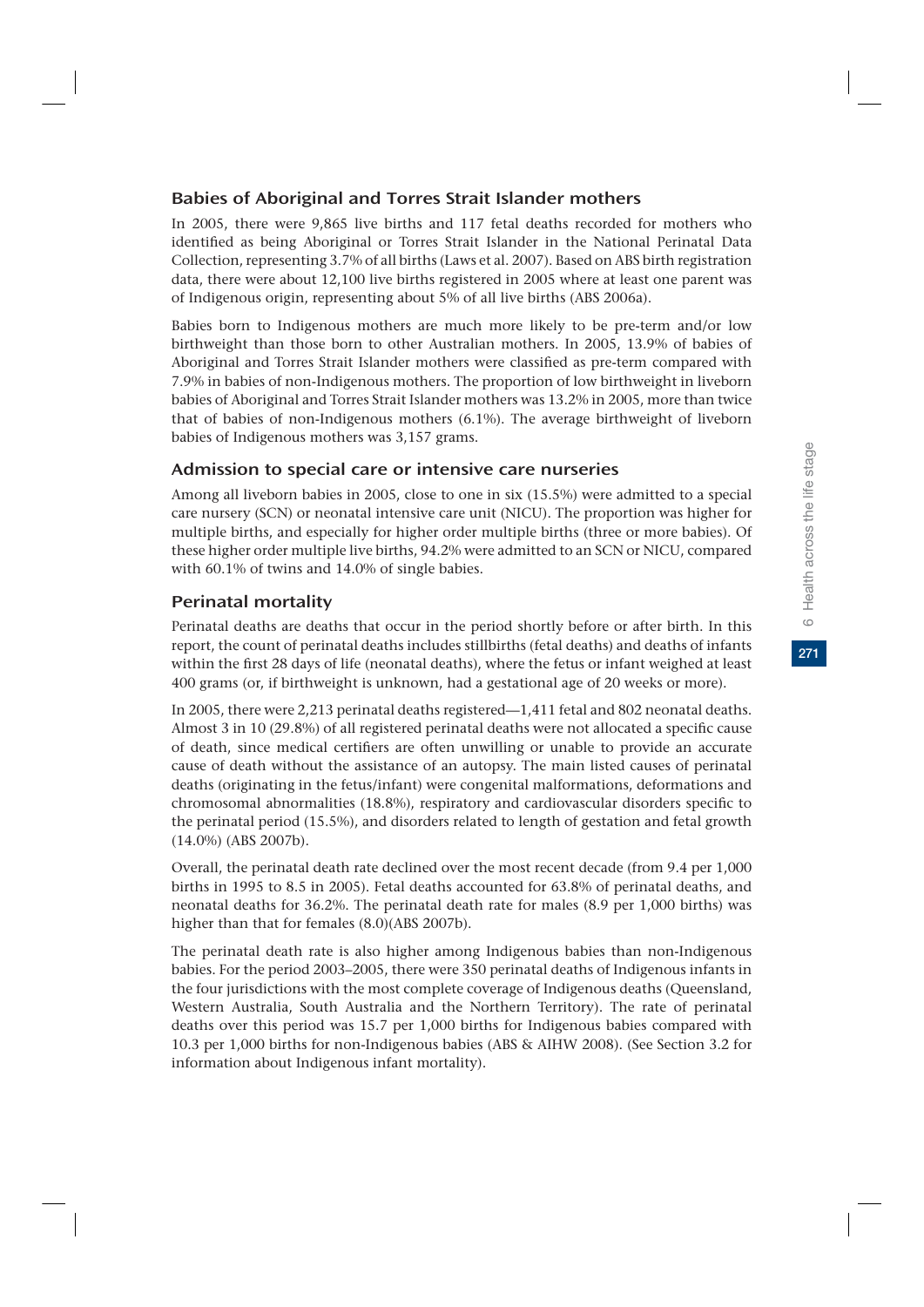### Babies of Aboriginal and Torres Strait Islander mothers

In 2005, there were 9,865 live births and 117 fetal deaths recorded for mothers who identified as being Aboriginal or Torres Strait Islander in the National Perinatal Data Collection, representing 3.7% of all births (Laws et al. 2007). Based on ABS birth registration data, there were about 12,100 live births registered in 2005 where at least one parent was of Indigenous origin, representing about 5% of all live births (ABS 2006a).

Babies born to Indigenous mothers are much more likely to be pre-term and/or low birthweight than those born to other Australian mothers. In 2005, 13.9% of babies of Aboriginal and Torres Strait Islander mothers were classified as pre-term compared with 7.9% in babies of non-Indigenous mothers. The proportion of low birthweight in liveborn babies of Aboriginal and Torres Strait Islander mothers was 13.2% in 2005, more than twice that of babies of non-Indigenous mothers (6.1%). The average birthweight of liveborn babies of Indigenous mothers was 3,157 grams.

### Admission to special care or intensive care nurseries

Among all liveborn babies in 2005, close to one in six (15.5%) were admitted to a special care nursery (SCN) or neonatal intensive care unit (NICU). The proportion was higher for multiple births, and especially for higher order multiple births (three or more babies). Of these higher order multiple live births, 94.2% were admitted to an SCN or NICU, compared with 60.1% of twins and 14.0% of single babies.

### Perinatal mortality

Perinatal deaths are deaths that occur in the period shortly before or after birth. In this report, the count of perinatal deaths includes stillbirths (fetal deaths) and deaths of infants within the first 28 days of life (neonatal deaths), where the fetus or infant weighed at least 400 grams (or, if birthweight is unknown, had a gestational age of 20 weeks or more).

In 2005, there were 2,213 perinatal deaths registered—1,411 fetal and 802 neonatal deaths. Almost 3 in 10 (29.8%) of all registered perinatal deaths were not allocated a specific cause of death, since medical certifiers are often unwilling or unable to provide an accurate cause of death without the assistance of an autopsy. The main listed causes of perinatal deaths (originating in the fetus/infant) were congenital malformations, deformations and chromosomal abnormalities (18.8%), respiratory and cardiovascular disorders specific to the perinatal period (15.5%), and disorders related to length of gestation and fetal growth (14.0%) (ABS 2007b).

Overall, the perinatal death rate declined over the most recent decade (from 9.4 per 1,000 births in 1995 to 8.5 in 2005). Fetal deaths accounted for 63.8% of perinatal deaths, and neonatal deaths for 36.2%. The perinatal death rate for males (8.9 per 1,000 births) was higher than that for females (8.0)(ABS 2007b).

The perinatal death rate is also higher among Indigenous babies than non-Indigenous babies. For the period 2003–2005, there were 350 perinatal deaths of Indigenous infants in the four jurisdictions with the most complete coverage of Indigenous deaths (Queensland, Western Australia, South Australia and the Northern Territory). The rate of perinatal deaths over this period was 15.7 per 1,000 births for Indigenous babies compared with 10.3 per 1,000 births for non-Indigenous babies (ABS & AIHW 2008). (See Section 3.2 for information about Indigenous infant mortality).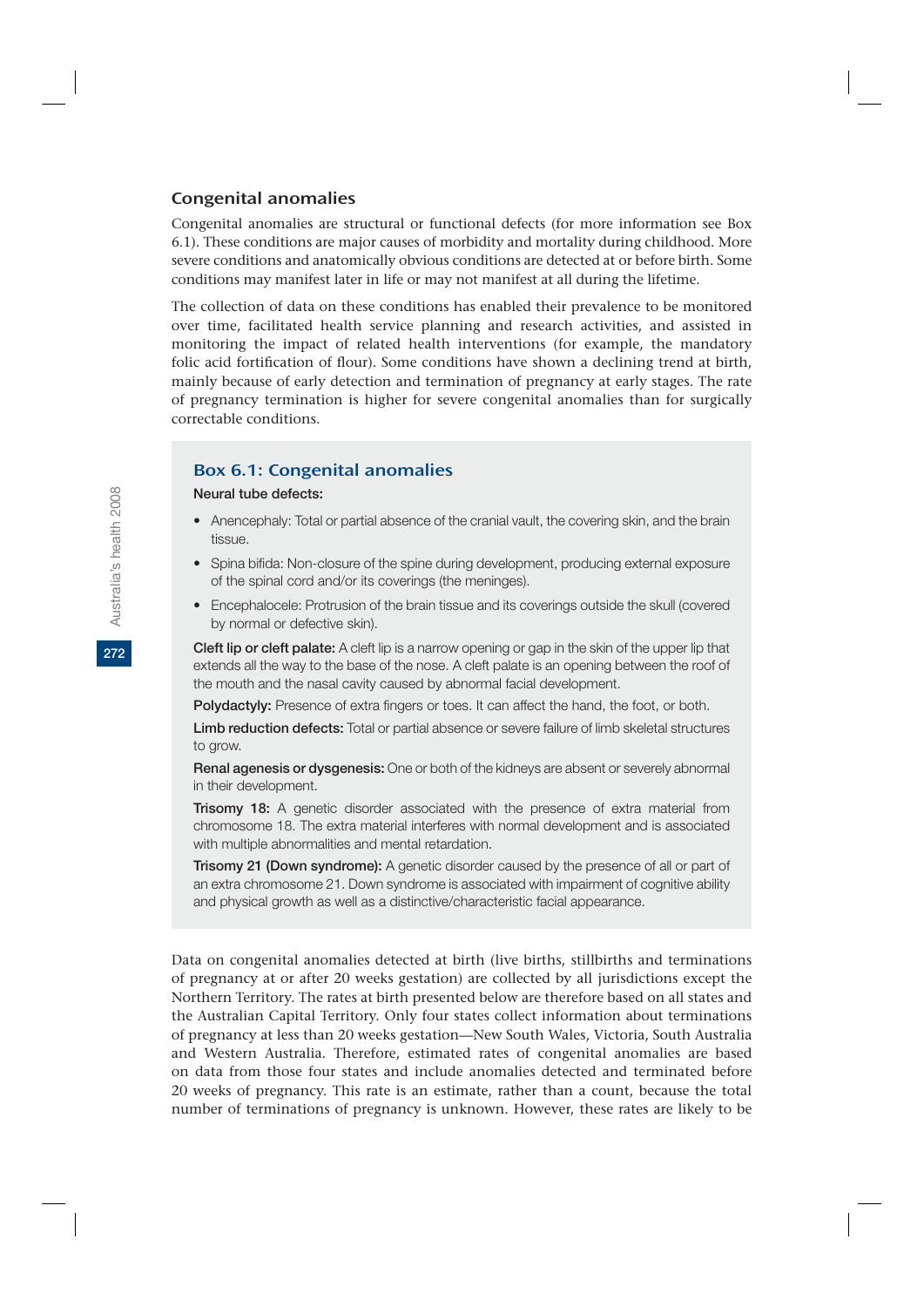## Congenital anomalies

Congenital anomalies are structural or functional defects (for more information see Box 6.1). These conditions are major causes of morbidity and mortality during childhood. More severe conditions and anatomically obvious conditions are detected at or before birth. Some conditions may manifest later in life or may not manifest at all during the lifetime.

The collection of data on these conditions has enabled their prevalence to be monitored over time, facilitated health service planning and research activities, and assisted in monitoring the impact of related health interventions (for example, the mandatory folic acid fortification of flour). Some conditions have shown a declining trend at birth, mainly because of early detection and termination of pregnancy at early stages. The rate of pregnancy termination is higher for severe congenital anomalies than for surgically correctable conditions.

### Box 6.1: Congenital anomalies

**Neural tube defects:**

- Anencephaly: Total or partial absence of the cranial vault, the covering skin, and the brain tissue.
- Spina bifida: Non-closure of the spine during development, producing external exposure of the spinal cord and/or its coverings (the meninges).
- Encephalocele: Protrusion of the brain tissue and its coverings outside the skull (covered by normal or defective skin).

**Cleft lip or cleft palate:** A cleft lip is a narrow opening or gap in the skin of the upper lip that extends all the way to the base of the nose. A cleft palate is an opening between the roof of the mouth and the nasal cavity caused by abnormal facial development.

**Polydactyly:** Presence of extra fingers or toes. It can affect the hand, the foot, or both.

**Limb reduction defects:** Total or partial absence or severe failure of limb skeletal structures to grow.

**Renal agenesis or dysgenesis:** One or both of the kidneys are absent or severely abnormal in their development.

**Trisomy 18:** A genetic disorder associated with the presence of extra material from chromosome 18. The extra material interferes with normal development and is associated with multiple abnormalities and mental retardation.

**Trisomy 21 (Down syndrome):** A genetic disorder caused by the presence of all or part of an extra chromosome 21. Down syndrome is associated with impairment of cognitive ability and physical growth as well as a distinctive/characteristic facial appearance.

Data on congenital anomalies detected at birth (live births, stillbirths and terminations of pregnancy at or after 20 weeks gestation) are collected by all jurisdictions except the Northern Territory. The rates at birth presented below are therefore based on all states and the Australian Capital Territory. Only four states collect information about terminations of pregnancy at less than 20 weeks gestation—New South Wales, Victoria, South Australia and Western Australia. Therefore, estimated rates of congenital anomalies are based on data from those four states and include anomalies detected and terminated before 20 weeks of pregnancy. This rate is an estimate, rather than a count, because the total number of terminations of pregnancy is unknown. However, these rates are likely to be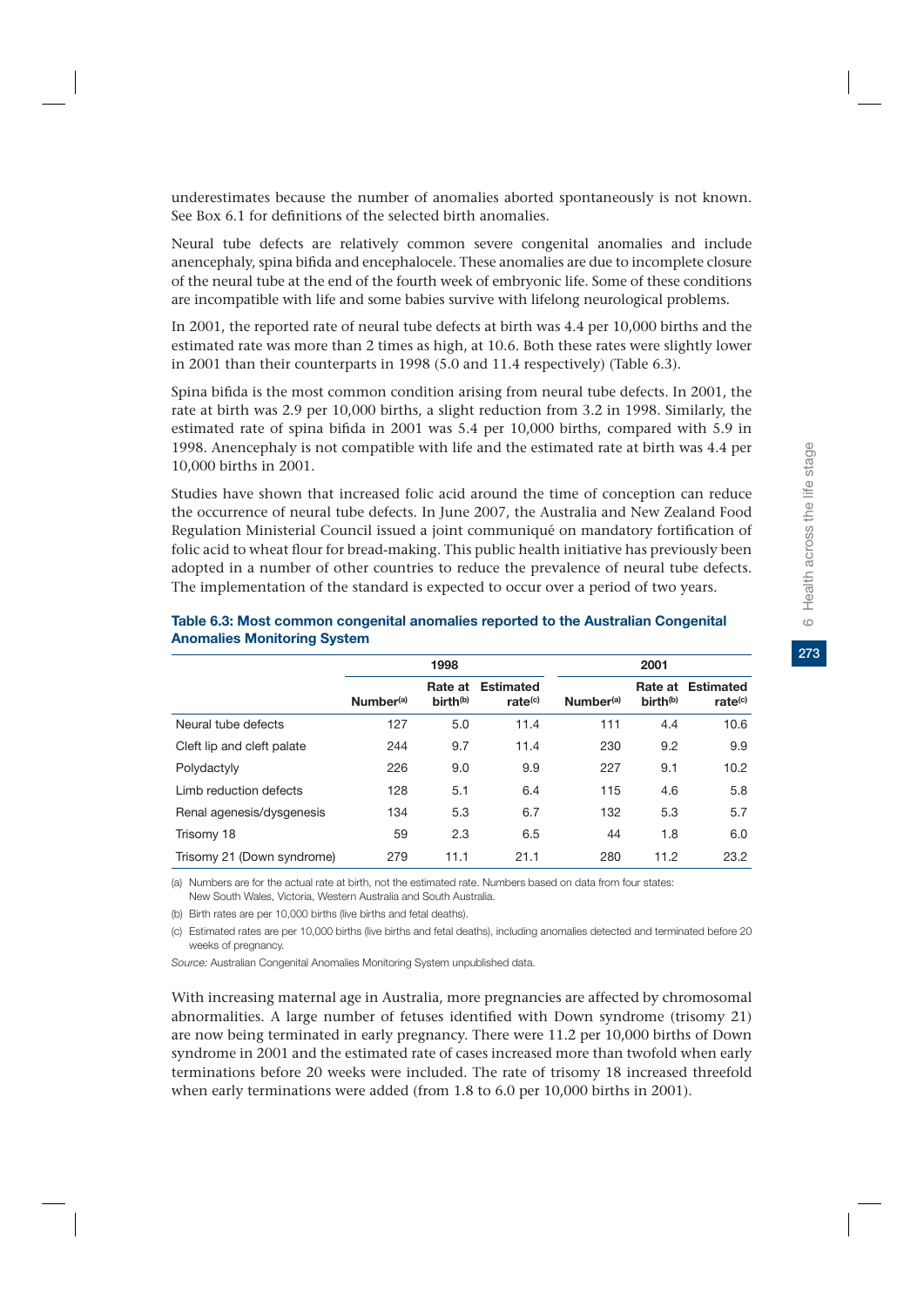underestimates because the number of anomalies aborted spontaneously is not known. See Box 6.1 for definitions of the selected birth anomalies.

Neural tube defects are relatively common severe congenital anomalies and include anencephaly, spina bifida and encephalocele. These anomalies are due to incomplete closure of the neural tube at the end of the fourth week of embryonic life. Some of these conditions are incompatible with life and some babies survive with lifelong neurological problems.

In 2001, the reported rate of neural tube defects at birth was 4.4 per 10,000 births and the estimated rate was more than 2 times as high, at 10.6. Both these rates were slightly lower in 2001 than their counterparts in 1998 (5.0 and 11.4 respectively) (Table 6.3).

Spina bifida is the most common condition arising from neural tube defects. In 2001, the rate at birth was 2.9 per 10,000 births, a slight reduction from 3.2 in 1998. Similarly, the estimated rate of spina bifida in 2001 was 5.4 per 10,000 births, compared with 5.9 in 1998. Anencephaly is not compatible with life and the estimated rate at birth was 4.4 per 10,000 births in 2001.

Studies have shown that increased folic acid around the time of conception can reduce the occurrence of neural tube defects. In June 2007, the Australia and New Zealand Food Regulation Ministerial Council issued a joint communiqué on mandatory fortification of folic acid to wheat flour for bread-making. This public health initiative has previously been adopted in a number of other countries to reduce the prevalence of neural tube defects. The implementation of the standard is expected to occur over a period of two years.

**Table 6.3: Most common congenital anomalies reported to the Australian Congenital Anomalies Monitoring System**

| | 1998 | | | 2001 | | |
|---|---|---|---|---|---|---|
| | Number[(a)] | Rate at birth[(b)] | Estimated rate[(c)] | Number[(a)] | Rate at birth[(b)] | Estimated rate[(c)] |
| Neural tube defects | 127 | 5.0 | 11.4 | 111 | 4.4 | 10.6 |
| Cleft lip and cleft palate | 244 | 9.7 | 11.4 | 230 | 9.2 | 9.9 |
| Polydactyly | 226 | 9.0 | 9.9 | 227 | 9.1 | 10.2 |
| Limb reduction defects | 128 | 5.1 | 6.4 | 115 | 4.6 | 5.8 |
| Renal agenesis/dysgenesis | 134 | 5.3 | 6.7 | 132 | 5.3 | 5.7 |
| Trisomy 18 | 59 | 2.3 | 6.5 | 44 | 1.8 | 6.0 |
| Trisomy 21 (Down syndrome) | 279 | 11.1 | 21.1 | 280 | 11.2 | 23.2 |

(a) Numbers are for the actual rate at birth, not the estimated rate. Numbers based on data from four states: New South Wales, Victoria, Western Australia and South Australia.

(b) Birth rates are per 10,000 births (live births and fetal deaths).

(c) Estimated rates are per 10,000 births (live births and fetal deaths), including anomalies detected and terminated before 20 weeks of pregnancy.

*Source:* Australian Congenital Anomalies Monitoring System unpublished data.

With increasing maternal age in Australia, more pregnancies are affected by chromosomal abnormalities. A large number of fetuses identified with Down syndrome (trisomy 21) are now being terminated in early pregnancy. There were 11.2 per 10,000 births of Down syndrome in 2001 and the estimated rate of cases increased more than twofold when early terminations before 20 weeks were included. The rate of trisomy 18 increased threefold when early terminations were added (from 1.8 to 6.0 per 10,000 births in 2001).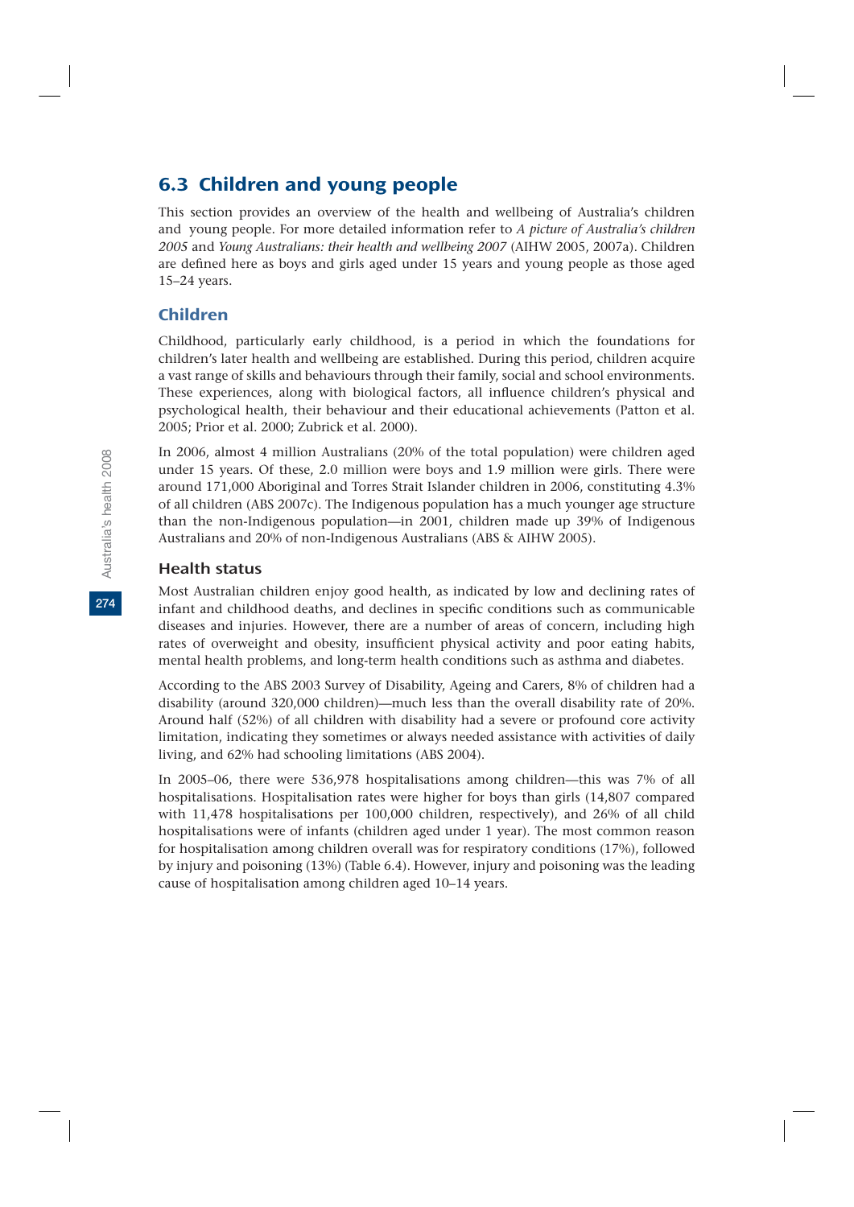## 6.3 Children and young people

This section provides an overview of the health and wellbeing of Australia's children and young people. For more detailed information refer to *A picture of Australia's children 2005* and *Young Australians: their health and wellbeing 2007* (AIHW 2005, 2007a). Children are defined here as boys and girls aged under 15 years and young people as those aged 15–24 years.

### Children

Childhood, particularly early childhood, is a period in which the foundations for children's later health and wellbeing are established. During this period, children acquire a vast range of skills and behaviours through their family, social and school environments. These experiences, along with biological factors, all influence children's physical and psychological health, their behaviour and their educational achievements (Patton et al. 2005; Prior et al. 2000; Zubrick et al. 2000).

In 2006, almost 4 million Australians (20% of the total population) were children aged under 15 years. Of these, 2.0 million were boys and 1.9 million were girls. There were around 171,000 Aboriginal and Torres Strait Islander children in 2006, constituting 4.3% of all children (ABS 2007c). The Indigenous population has a much younger age structure than the non-Indigenous population—in 2001, children made up 39% of Indigenous Australians and 20% of non-Indigenous Australians (ABS & AIHW 2005).

#### Health status

Most Australian children enjoy good health, as indicated by low and declining rates of infant and childhood deaths, and declines in specific conditions such as communicable diseases and injuries. However, there are a number of areas of concern, including high rates of overweight and obesity, insufficient physical activity and poor eating habits, mental health problems, and long-term health conditions such as asthma and diabetes.

According to the ABS 2003 Survey of Disability, Ageing and Carers, 8% of children had a disability (around 320,000 children)—much less than the overall disability rate of 20%. Around half (52%) of all children with disability had a severe or profound core activity limitation, indicating they sometimes or always needed assistance with activities of daily living, and 62% had schooling limitations (ABS 2004).

In 2005–06, there were 536,978 hospitalisations among children—this was 7% of all hospitalisations. Hospitalisation rates were higher for boys than girls (14,807 compared with 11,478 hospitalisations per 100,000 children, respectively), and 26% of all child hospitalisations were of infants (children aged under 1 year). The most common reason for hospitalisation among children overall was for respiratory conditions (17%), followed by injury and poisoning (13%) (Table 6.4). However, injury and poisoning was the leading cause of hospitalisation among children aged 10–14 years.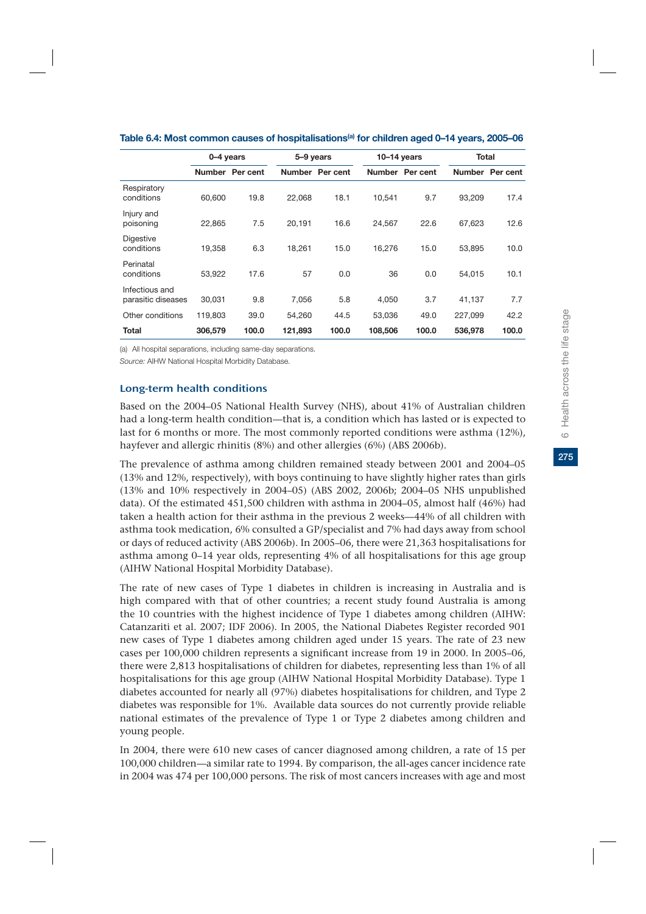**Table 6.4: Most common causes of hospitalisations[(a)] for children aged 0–14 years, 2005–06**

| | 0–4 years | | 5–9 years | | 10–14 years | | Total | |
|---|---|---|---|---|---|---|---|---|
| | Number | Per cent | Number | Per cent | Number | Per cent | Number | Per cent |
| Respiratory conditions | 60,600 | 19.8 | 22,068 | 18.1 | 10,541 | 9.7 | 93,209 | 17.4 |
| Injury and poisoning | 22,865 | 7.5 | 20,191 | 16.6 | 24,567 | 22.6 | 67,623 | 12.6 |
| Digestive conditions | 19,358 | 6.3 | 18,261 | 15.0 | 16,276 | 15.0 | 53,895 | 10.0 |
| Perinatal conditions | 53,922 | 17.6 | 57 | 0.0 | 36 | 0.0 | 54,015 | 10.1 |
| Infectious and parasitic diseases | 30,031 | 9.8 | 7,056 | 5.8 | 4,050 | 3.7 | 41,137 | 7.7 |
| Other conditions | 119,803 | 39.0 | 54,260 | 44.5 | 53,036 | 49.0 | 227,099 | 42.2 |
| **Total** | **306,579** | **100.0** | **121,893** | **100.0** | **108,506** | **100.0** | **536,978** | **100.0** |

(a) All hospital separations, including same-day separations.

*Source:* AIHW National Hospital Morbidity Database.

### Long-term health conditions

Based on the 2004–05 National Health Survey (NHS), about 41% of Australian children had a long-term health condition—that is, a condition which has lasted or is expected to last for 6 months or more. The most commonly reported conditions were asthma (12%), hayfever and allergic rhinitis (8%) and other allergies (6%) (ABS 2006b).

The prevalence of asthma among children remained steady between 2001 and 2004–05 (13% and 12%, respectively), with boys continuing to have slightly higher rates than girls (13% and 10% respectively in 2004–05) (ABS 2002, 2006b; 2004–05 NHS unpublished data). Of the estimated 451,500 children with asthma in 2004–05, almost half (46%) had taken a health action for their asthma in the previous 2 weeks—44% of all children with asthma took medication, 6% consulted a GP/specialist and 7% had days away from school or days of reduced activity (ABS 2006b). In 2005–06, there were 21,363 hospitalisations for asthma among 0–14 year olds, representing 4% of all hospitalisations for this age group (AIHW National Hospital Morbidity Database).

The rate of new cases of Type 1 diabetes in children is increasing in Australia and is high compared with that of other countries; a recent study found Australia is among the 10 countries with the highest incidence of Type 1 diabetes among children (AIHW: Catanzariti et al. 2007; IDF 2006). In 2005, the National Diabetes Register recorded 901 new cases of Type 1 diabetes among children aged under 15 years. The rate of 23 new cases per 100,000 children represents a significant increase from 19 in 2000. In 2005–06, there were 2,813 hospitalisations of children for diabetes, representing less than 1% of all hospitalisations for this age group (AIHW National Hospital Morbidity Database). Type 1 diabetes accounted for nearly all (97%) diabetes hospitalisations for children, and Type 2 diabetes was responsible for 1%. Available data sources do not currently provide reliable national estimates of the prevalence of Type 1 or Type 2 diabetes among children and young people.

In 2004, there were 610 new cases of cancer diagnosed among children, a rate of 15 per 100,000 children—a similar rate to 1994. By comparison, the all-ages cancer incidence rate in 2004 was 474 per 100,000 persons. The risk of most cancers increases with age and most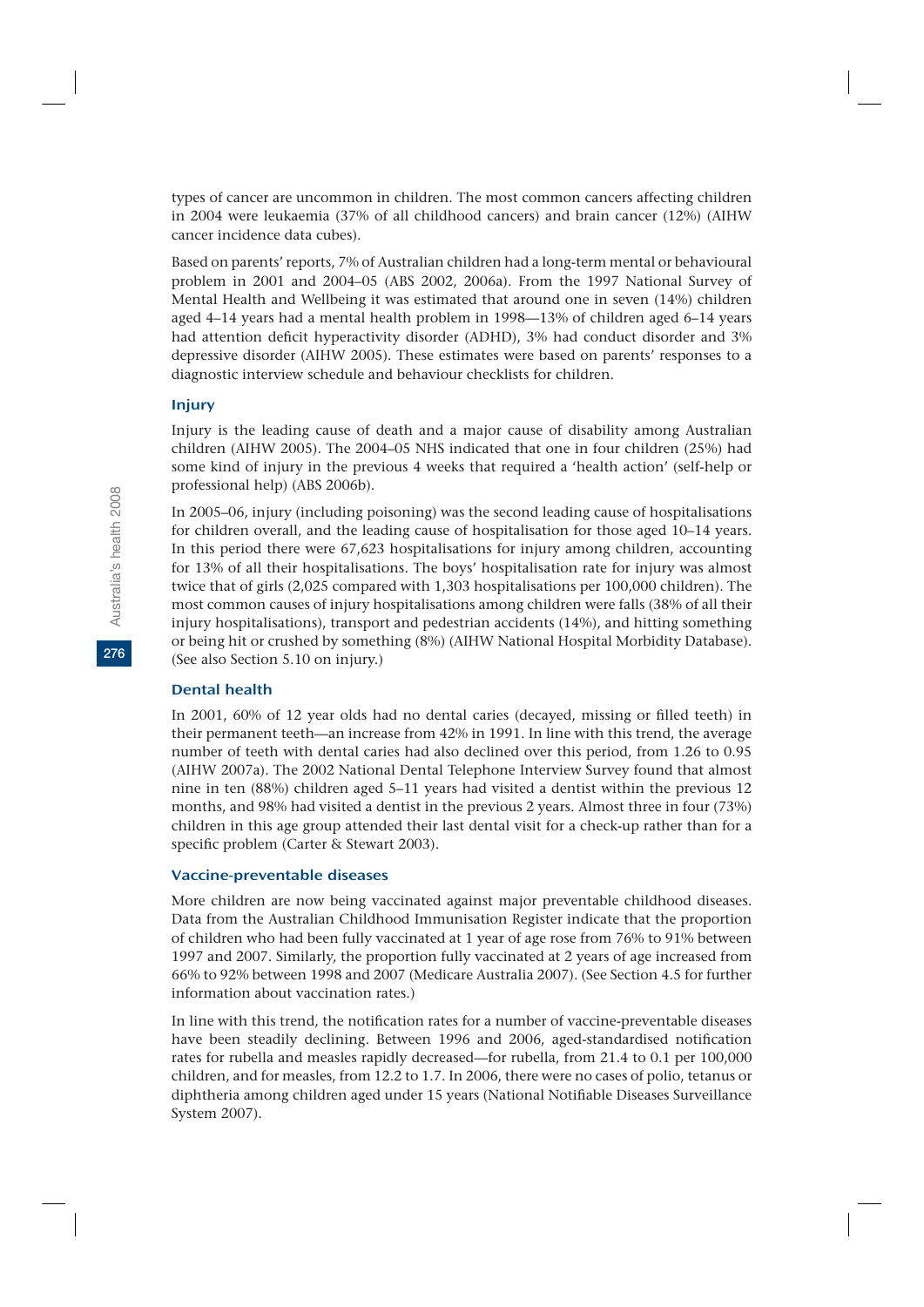types of cancer are uncommon in children. The most common cancers affecting children in 2004 were leukaemia (37% of all childhood cancers) and brain cancer (12%) (AIHW cancer incidence data cubes).

Based on parents' reports, 7% of Australian children had a long-term mental or behavioural problem in 2001 and 2004–05 (ABS 2002, 2006a). From the 1997 National Survey of Mental Health and Wellbeing it was estimated that around one in seven (14%) children aged 4–14 years had a mental health problem in 1998—13% of children aged 6–14 years had attention deficit hyperactivity disorder (ADHD), 3% had conduct disorder and 3% depressive disorder (AIHW 2005). These estimates were based on parents' responses to a diagnostic interview schedule and behaviour checklists for children.

### Injury

Injury is the leading cause of death and a major cause of disability among Australian children (AIHW 2005). The 2004–05 NHS indicated that one in four children (25%) had some kind of injury in the previous 4 weeks that required a 'health action' (self-help or professional help) (ABS 2006b).

In 2005–06, injury (including poisoning) was the second leading cause of hospitalisations for children overall, and the leading cause of hospitalisation for those aged 10–14 years. In this period there were 67,623 hospitalisations for injury among children, accounting for 13% of all their hospitalisations. The boys' hospitalisation rate for injury was almost twice that of girls (2,025 compared with 1,303 hospitalisations per 100,000 children). The most common causes of injury hospitalisations among children were falls (38% of all their injury hospitalisations), transport and pedestrian accidents (14%), and hitting something or being hit or crushed by something (8%) (AIHW National Hospital Morbidity Database). (See also Section 5.10 on injury.)

### Dental health

In 2001, 60% of 12 year olds had no dental caries (decayed, missing or filled teeth) in their permanent teeth—an increase from 42% in 1991. In line with this trend, the average number of teeth with dental caries had also declined over this period, from 1.26 to 0.95 (AIHW 2007a). The 2002 National Dental Telephone Interview Survey found that almost nine in ten (88%) children aged 5–11 years had visited a dentist within the previous 12 months, and 98% had visited a dentist in the previous 2 years. Almost three in four (73%) children in this age group attended their last dental visit for a check-up rather than for a specific problem (Carter & Stewart 2003).

### Vaccine-preventable diseases

More children are now being vaccinated against major preventable childhood diseases. Data from the Australian Childhood Immunisation Register indicate that the proportion of children who had been fully vaccinated at 1 year of age rose from 76% to 91% between 1997 and 2007. Similarly, the proportion fully vaccinated at 2 years of age increased from 66% to 92% between 1998 and 2007 (Medicare Australia 2007). (See Section 4.5 for further information about vaccination rates.)

In line with this trend, the notification rates for a number of vaccine-preventable diseases have been steadily declining. Between 1996 and 2006, aged-standardised notification rates for rubella and measles rapidly decreased—for rubella, from 21.4 to 0.1 per 100,000 children, and for measles, from 12.2 to 1.7. In 2006, there were no cases of polio, tetanus or diphtheria among children aged under 15 years (National Notifiable Diseases Surveillance System 2007).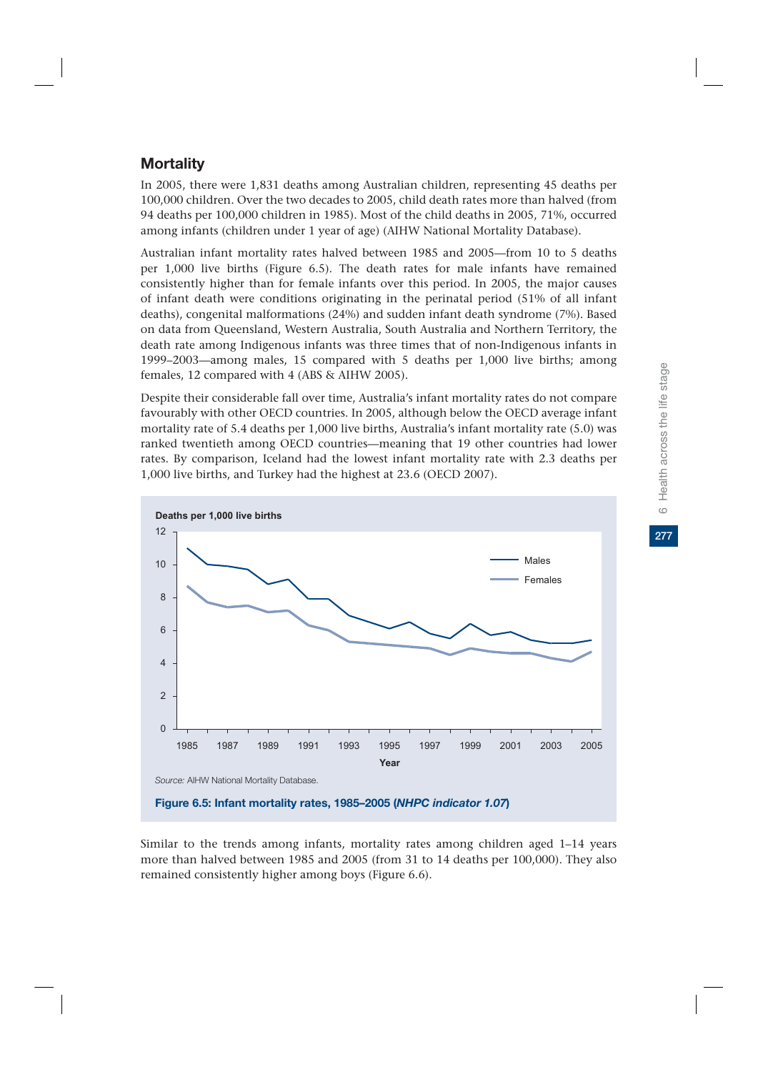## Mortality

In 2005, there were 1,831 deaths among Australian children, representing 45 deaths per 100,000 children. Over the two decades to 2005, child death rates more than halved (from 94 deaths per 100,000 children in 1985). Most of the child deaths in 2005, 71%, occurred among infants (children under 1 year of age) (AIHW National Mortality Database).

Australian infant mortality rates halved between 1985 and 2005—from 10 to 5 deaths per 1,000 live births (Figure 6.5). The death rates for male infants have remained consistently higher than for female infants over this period. In 2005, the major causes of infant death were conditions originating in the perinatal period (51% of all infant deaths), congenital malformations (24%) and sudden infant death syndrome (7%). Based on data from Queensland, Western Australia, South Australia and Northern Territory, the death rate among Indigenous infants was three times that of non-Indigenous infants in 1999–2003—among males, 15 compared with 5 deaths per 1,000 live births; among females, 12 compared with 4 (ABS & AIHW 2005).

Despite their considerable fall over time, Australia's infant mortality rates do not compare favourably with other OECD countries. In 2005, although below the OECD average infant mortality rate of 5.4 deaths per 1,000 live births, Australia's infant mortality rate (5.0) was ranked twentieth among OECD countries—meaning that 19 other countries had lower rates. By comparison, Iceland had the lowest infant mortality rate with 2.3 deaths per 1,000 live births, and Turkey had the highest at 23.6 (OECD 2007).

*Source:* AIHW National Mortality Database.

**Figure 6.5: Infant mortality rates, 1985–2005 (*NHPC indicator 1.07*)**

Similar to the trends among infants, mortality rates among children aged 1–14 years more than halved between 1985 and 2005 (from 31 to 14 deaths per 100,000). They also remained consistently higher among boys (Figure 6.6).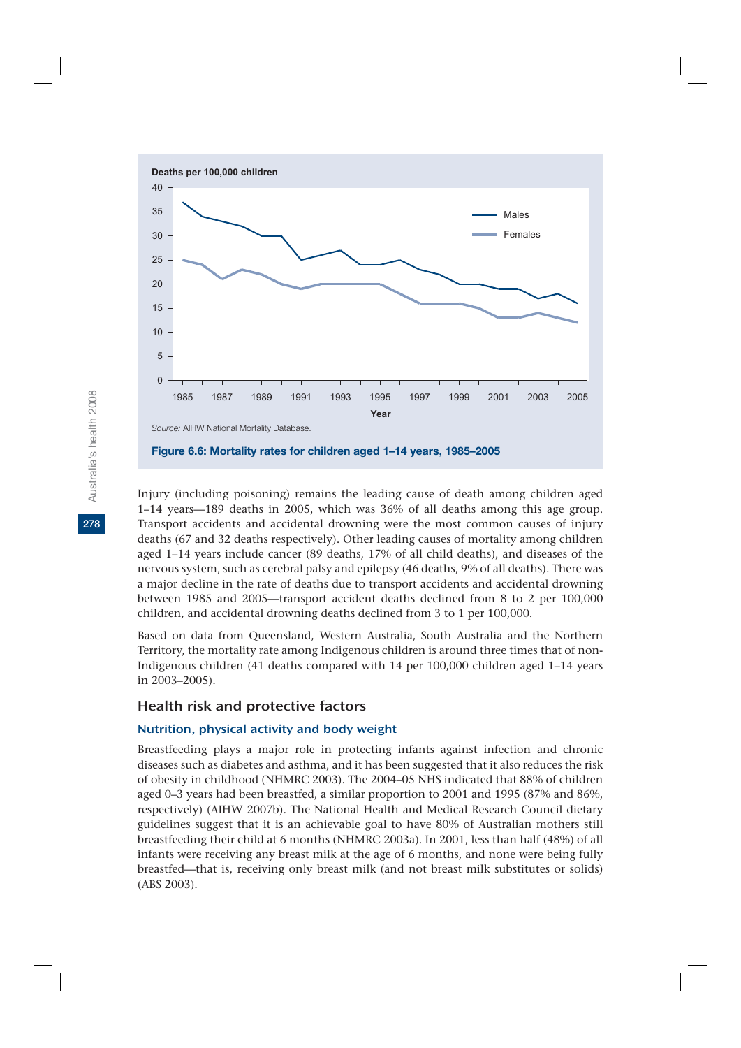Deaths per 100,000 children

Source: AIHW National Mortality Database.

**Figure 6.6: Mortality rates for children aged 1–14 years, 1985–2005**

Injury (including poisoning) remains the leading cause of death among children aged 1–14 years—189 deaths in 2005, which was 36% of all deaths among this age group. Transport accidents and accidental drowning were the most common causes of injury deaths (67 and 32 deaths respectively). Other leading causes of mortality among children aged 1–14 years include cancer (89 deaths, 17% of all child deaths), and diseases of the nervous system, such as cerebral palsy and epilepsy (46 deaths, 9% of all deaths). There was a major decline in the rate of deaths due to transport accidents and accidental drowning between 1985 and 2005—transport accident deaths declined from 8 to 2 per 100,000 children, and accidental drowning deaths declined from 3 to 1 per 100,000.

Based on data from Queensland, Western Australia, South Australia and the Northern Territory, the mortality rate among Indigenous children is around three times that of non-Indigenous children (41 deaths compared with 14 per 100,000 children aged 1–14 years in 2003–2005).

## Health risk and protective factors

### Nutrition, physical activity and body weight

Breastfeeding plays a major role in protecting infants against infection and chronic diseases such as diabetes and asthma, and it has been suggested that it also reduces the risk of obesity in childhood (NHMRC 2003). The 2004–05 NHS indicated that 88% of children aged 0–3 years had been breastfed, a similar proportion to 2001 and 1995 (87% and 86%, respectively) (AIHW 2007b). The National Health and Medical Research Council dietary guidelines suggest that it is an achievable goal to have 80% of Australian mothers still breastfeeding their child at 6 months (NHMRC 2003a). In 2001, less than half (48%) of all infants were receiving any breast milk at the age of 6 months, and none were being fully breastfed—that is, receiving only breast milk (and not breast milk substitutes or solids) (ABS 2003).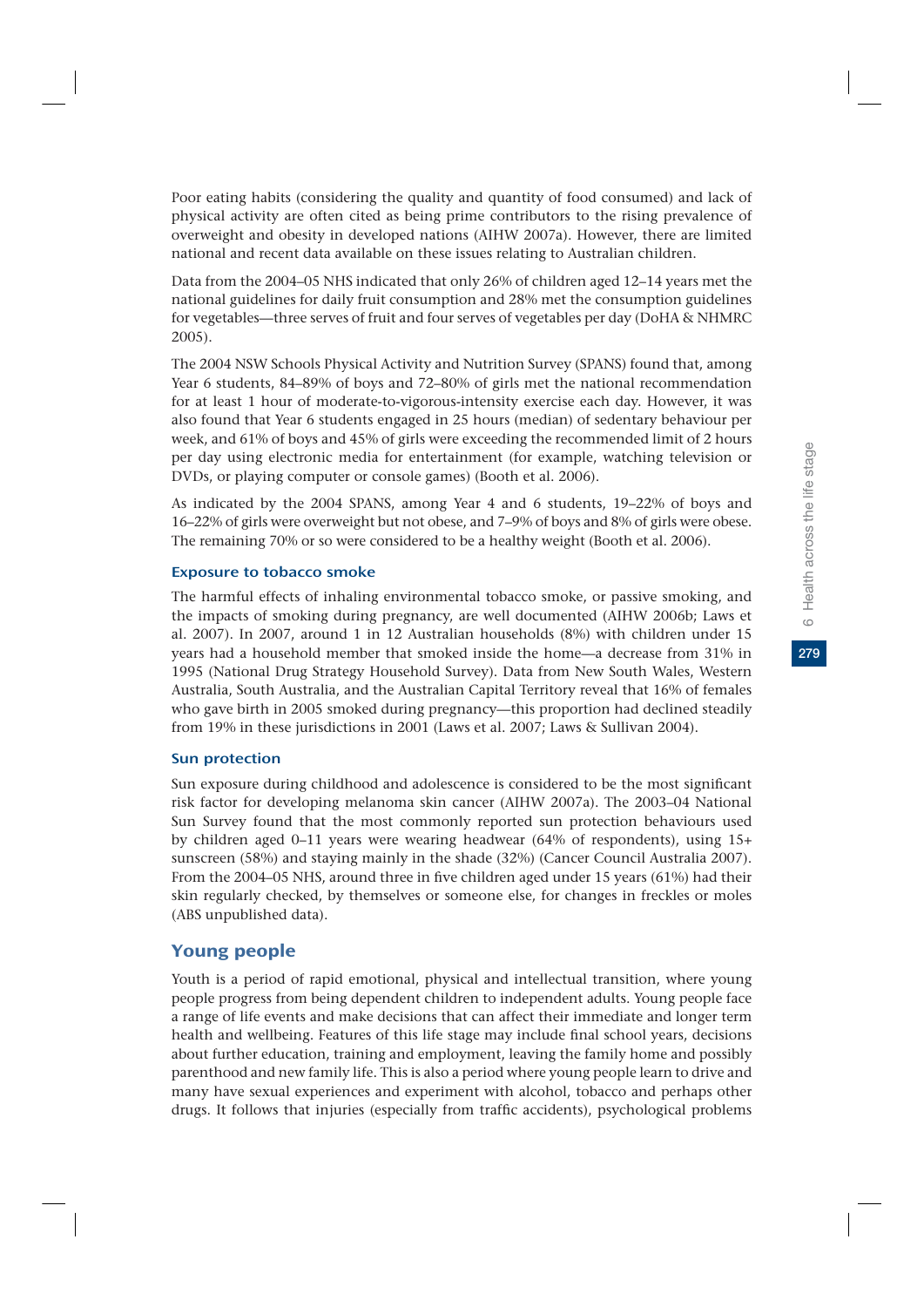Poor eating habits (considering the quality and quantity of food consumed) and lack of physical activity are often cited as being prime contributors to the rising prevalence of overweight and obesity in developed nations (AIHW 2007a). However, there are limited national and recent data available on these issues relating to Australian children.

Data from the 2004–05 NHS indicated that only 26% of children aged 12–14 years met the national guidelines for daily fruit consumption and 28% met the consumption guidelines for vegetables—three serves of fruit and four serves of vegetables per day (DoHA & NHMRC 2005).

The 2004 NSW Schools Physical Activity and Nutrition Survey (SPANS) found that, among Year 6 students, 84–89% of boys and 72–80% of girls met the national recommendation for at least 1 hour of moderate-to-vigorous-intensity exercise each day. However, it was also found that Year 6 students engaged in 25 hours (median) of sedentary behaviour per week, and 61% of boys and 45% of girls were exceeding the recommended limit of 2 hours per day using electronic media for entertainment (for example, watching television or DVDs, or playing computer or console games) (Booth et al. 2006).

As indicated by the 2004 SPANS, among Year 4 and 6 students, 19–22% of boys and 16–22% of girls were overweight but not obese, and 7–9% of boys and 8% of girls were obese. The remaining 70% or so were considered to be a healthy weight (Booth et al. 2006).

### Exposure to tobacco smoke

The harmful effects of inhaling environmental tobacco smoke, or passive smoking, and the impacts of smoking during pregnancy, are well documented (AIHW 2006b; Laws et al. 2007). In 2007, around 1 in 12 Australian households (8%) with children under 15 years had a household member that smoked inside the home—a decrease from 31% in 1995 (National Drug Strategy Household Survey). Data from New South Wales, Western Australia, South Australia, and the Australian Capital Territory reveal that 16% of females who gave birth in 2005 smoked during pregnancy—this proportion had declined steadily from 19% in these jurisdictions in 2001 (Laws et al. 2007; Laws & Sullivan 2004).

### Sun protection

Sun exposure during childhood and adolescence is considered to be the most significant risk factor for developing melanoma skin cancer (AIHW 2007a). The 2003–04 National Sun Survey found that the most commonly reported sun protection behaviours used by children aged 0–11 years were wearing headwear (64% of respondents), using 15+ sunscreen (58%) and staying mainly in the shade (32%) (Cancer Council Australia 2007). From the 2004–05 NHS, around three in five children aged under 15 years (61%) had their skin regularly checked, by themselves or someone else, for changes in freckles or moles (ABS unpublished data).

## Young people

Youth is a period of rapid emotional, physical and intellectual transition, where young people progress from being dependent children to independent adults. Young people face a range of life events and make decisions that can affect their immediate and longer term health and wellbeing. Features of this life stage may include final school years, decisions about further education, training and employment, leaving the family home and possibly parenthood and new family life. This is also a period where young people learn to drive and many have sexual experiences and experiment with alcohol, tobacco and perhaps other drugs. It follows that injuries (especially from traffic accidents), psychological problems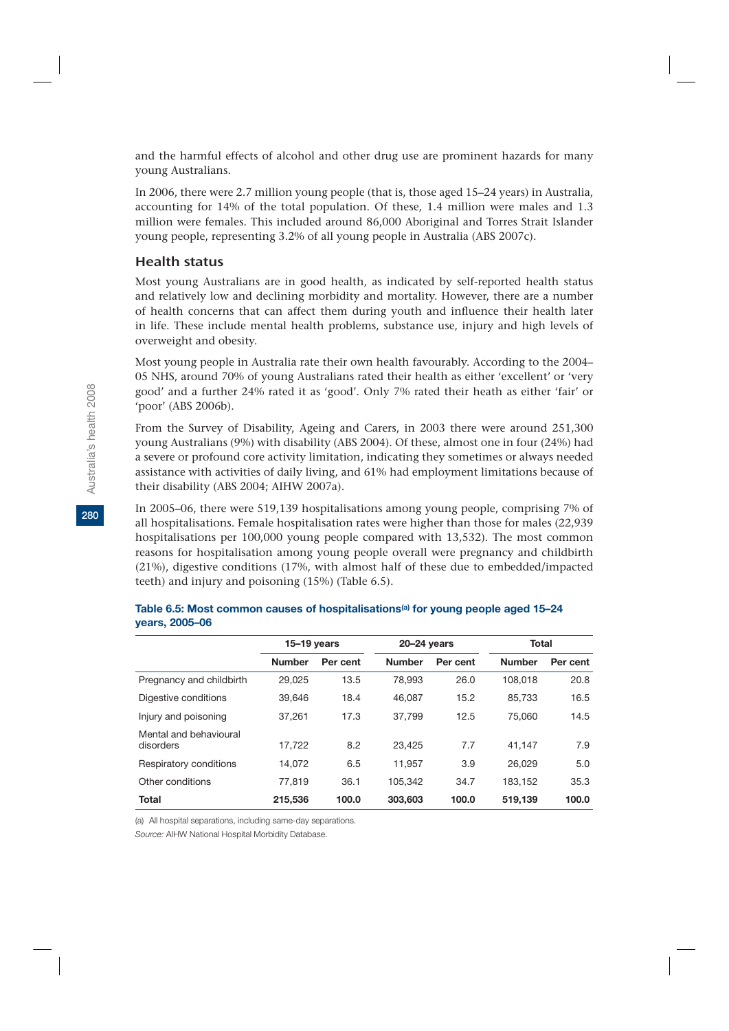and the harmful effects of alcohol and other drug use are prominent hazards for many young Australians.

In 2006, there were 2.7 million young people (that is, those aged 15–24 years) in Australia, accounting for 14% of the total population. Of these, 1.4 million were males and 1.3 million were females. This included around 86,000 Aboriginal and Torres Strait Islander young people, representing 3.2% of all young people in Australia (ABS 2007c).

## Health status

Most young Australians are in good health, as indicated by self-reported health status and relatively low and declining morbidity and mortality. However, there are a number of health concerns that can affect them during youth and influence their health later in life. These include mental health problems, substance use, injury and high levels of overweight and obesity.

Most young people in Australia rate their own health favourably. According to the 2004–05 NHS, around 70% of young Australians rated their health as either 'excellent' or 'very good' and a further 24% rated it as 'good'. Only 7% rated their heath as either 'fair' or 'poor' (ABS 2006b).

From the Survey of Disability, Ageing and Carers, in 2003 there were around 251,300 young Australians (9%) with disability (ABS 2004). Of these, almost one in four (24%) had a severe or profound core activity limitation, indicating they sometimes or always needed assistance with activities of daily living, and 61% had employment limitations because of their disability (ABS 2004; AIHW 2007a).

In 2005–06, there were 519,139 hospitalisations among young people, comprising 7% of all hospitalisations. Female hospitalisation rates were higher than those for males (22,939 hospitalisations per 100,000 young people compared with 13,532). The most common reasons for hospitalisation among young people overall were pregnancy and childbirth (21%), digestive conditions (17%, with almost half of these due to embedded/impacted teeth) and injury and poisoning (15%) (Table 6.5).

**Table 6.5: Most common causes of hospitalisations[(a)] for young people aged 15–24 years, 2005–06**

| | 15–19 years | | 20–24 years | | Total | |
|---|---|---|---|---|---|---|
| | Number | Per cent | Number | Per cent | Number | Per cent |
| Pregnancy and childbirth | 29,025 | 13.5 | 78,993 | 26.0 | 108,018 | 20.8 |
| Digestive conditions | 39,646 | 18.4 | 46,087 | 15.2 | 85,733 | 16.5 |
| Injury and poisoning | 37,261 | 17.3 | 37,799 | 12.5 | 75,060 | 14.5 |
| Mental and behavioural disorders | 17,722 | 8.2 | 23,425 | 7.7 | 41,147 | 7.9 |
| Respiratory conditions | 14,072 | 6.5 | 11,957 | 3.9 | 26,029 | 5.0 |
| Other conditions | 77,819 | 36.1 | 105,342 | 34.7 | 183,152 | 35.3 |
| **Total** | **215,536** | **100.0** | **303,603** | **100.0** | **519,139** | **100.0** |

(a) All hospital separations, including same-day separations.

*Source:* AIHW National Hospital Morbidity Database.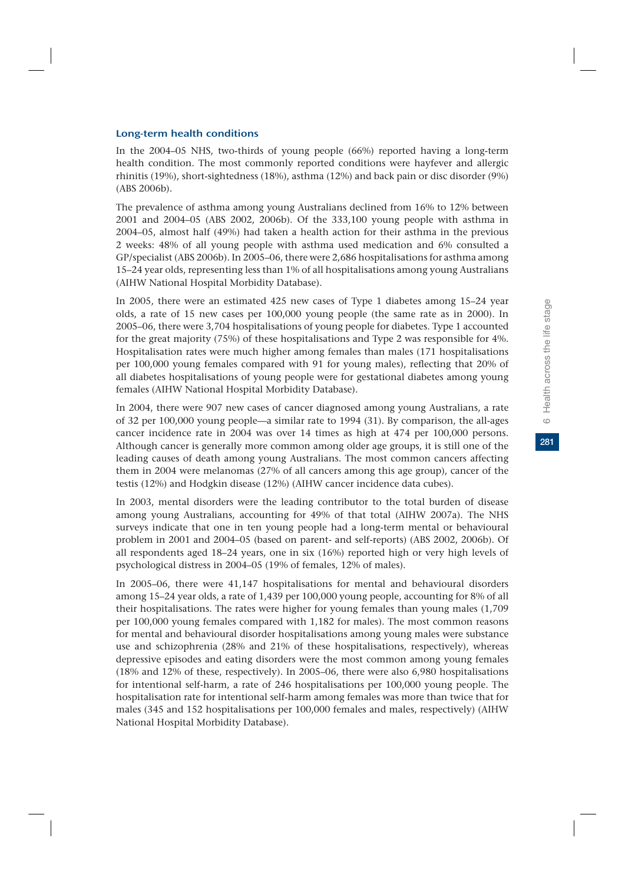### Long-term health conditions

In the 2004–05 NHS, two-thirds of young people (66%) reported having a long-term health condition. The most commonly reported conditions were hayfever and allergic rhinitis (19%), short-sightedness (18%), asthma (12%) and back pain or disc disorder (9%) (ABS 2006b).

The prevalence of asthma among young Australians declined from 16% to 12% between 2001 and 2004–05 (ABS 2002, 2006b). Of the 333,100 young people with asthma in 2004–05, almost half (49%) had taken a health action for their asthma in the previous 2 weeks: 48% of all young people with asthma used medication and 6% consulted a GP/specialist (ABS 2006b). In 2005–06, there were 2,686 hospitalisations for asthma among 15–24 year olds, representing less than 1% of all hospitalisations among young Australians (AIHW National Hospital Morbidity Database).

In 2005, there were an estimated 425 new cases of Type 1 diabetes among 15–24 year olds, a rate of 15 new cases per 100,000 young people (the same rate as in 2000). In 2005–06, there were 3,704 hospitalisations of young people for diabetes. Type 1 accounted for the great majority (75%) of these hospitalisations and Type 2 was responsible for 4%. Hospitalisation rates were much higher among females than males (171 hospitalisations per 100,000 young females compared with 91 for young males), reflecting that 20% of all diabetes hospitalisations of young people were for gestational diabetes among young females (AIHW National Hospital Morbidity Database).

In 2004, there were 907 new cases of cancer diagnosed among young Australians, a rate of 32 per 100,000 young people—a similar rate to 1994 (31). By comparison, the all-ages cancer incidence rate in 2004 was over 14 times as high at 474 per 100,000 persons. Although cancer is generally more common among older age groups, it is still one of the leading causes of death among young Australians. The most common cancers affecting them in 2004 were melanomas (27% of all cancers among this age group), cancer of the testis (12%) and Hodgkin disease (12%) (AIHW cancer incidence data cubes).

In 2003, mental disorders were the leading contributor to the total burden of disease among young Australians, accounting for 49% of that total (AIHW 2007a). The NHS surveys indicate that one in ten young people had a long-term mental or behavioural problem in 2001 and 2004–05 (based on parent- and self-reports) (ABS 2002, 2006b). Of all respondents aged 18–24 years, one in six (16%) reported high or very high levels of psychological distress in 2004–05 (19% of females, 12% of males).

In 2005–06, there were 41,147 hospitalisations for mental and behavioural disorders among 15–24 year olds, a rate of 1,439 per 100,000 young people, accounting for 8% of all their hospitalisations. The rates were higher for young females than young males (1,709 per 100,000 young females compared with 1,182 for males). The most common reasons for mental and behavioural disorder hospitalisations among young males were substance use and schizophrenia (28% and 21% of these hospitalisations, respectively), whereas depressive episodes and eating disorders were the most common among young females (18% and 12% of these, respectively). In 2005–06, there were also 6,980 hospitalisations for intentional self-harm, a rate of 246 hospitalisations per 100,000 young people. The hospitalisation rate for intentional self-harm among females was more than twice that for males (345 and 152 hospitalisations per 100,000 females and males, respectively) (AIHW National Hospital Morbidity Database).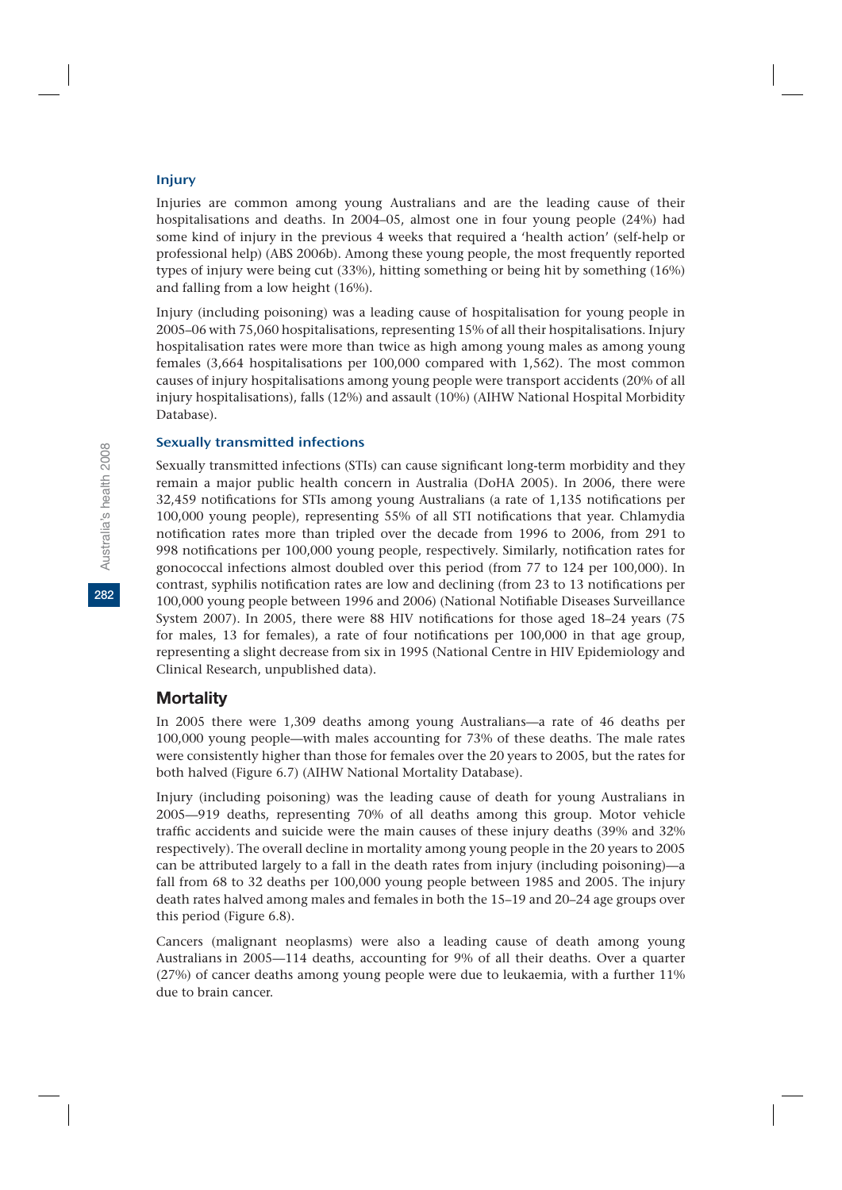### Injury

Injuries are common among young Australians and are the leading cause of their hospitalisations and deaths. In 2004–05, almost one in four young people (24%) had some kind of injury in the previous 4 weeks that required a 'health action' (self-help or professional help) (ABS 2006b). Among these young people, the most frequently reported types of injury were being cut (33%), hitting something or being hit by something (16%) and falling from a low height (16%).

Injury (including poisoning) was a leading cause of hospitalisation for young people in 2005–06 with 75,060 hospitalisations, representing 15% of all their hospitalisations. Injury hospitalisation rates were more than twice as high among young males as among young females (3,664 hospitalisations per 100,000 compared with 1,562). The most common causes of injury hospitalisations among young people were transport accidents (20% of all injury hospitalisations), falls (12%) and assault (10%) (AIHW National Hospital Morbidity Database).

### Sexually transmitted infections

Sexually transmitted infections (STIs) can cause significant long-term morbidity and they remain a major public health concern in Australia (DoHA 2005). In 2006, there were 32,459 notifications for STIs among young Australians (a rate of 1,135 notifications per 100,000 young people), representing 55% of all STI notifications that year. Chlamydia notification rates more than tripled over the decade from 1996 to 2006, from 291 to 998 notifications per 100,000 young people, respectively. Similarly, notification rates for gonococcal infections almost doubled over this period (from 77 to 124 per 100,000). In contrast, syphilis notification rates are low and declining (from 23 to 13 notifications per 100,000 young people between 1996 and 2006) (National Notifiable Diseases Surveillance System 2007). In 2005, there were 88 HIV notifications for those aged 18–24 years (75 for males, 13 for females), a rate of four notifications per 100,000 in that age group, representing a slight decrease from six in 1995 (National Centre in HIV Epidemiology and Clinical Research, unpublished data).

## Mortality

In 2005 there were 1,309 deaths among young Australians—a rate of 46 deaths per 100,000 young people—with males accounting for 73% of these deaths. The male rates were consistently higher than those for females over the 20 years to 2005, but the rates for both halved (Figure 6.7) (AIHW National Mortality Database).

Injury (including poisoning) was the leading cause of death for young Australians in 2005—919 deaths, representing 70% of all deaths among this group. Motor vehicle traffic accidents and suicide were the main causes of these injury deaths (39% and 32% respectively). The overall decline in mortality among young people in the 20 years to 2005 can be attributed largely to a fall in the death rates from injury (including poisoning)—a fall from 68 to 32 deaths per 100,000 young people between 1985 and 2005. The injury death rates halved among males and females in both the 15–19 and 20–24 age groups over this period (Figure 6.8).

Cancers (malignant neoplasms) were also a leading cause of death among young Australians in 2005—114 deaths, accounting for 9% of all their deaths. Over a quarter (27%) of cancer deaths among young people were due to leukaemia, with a further 11% due to brain cancer.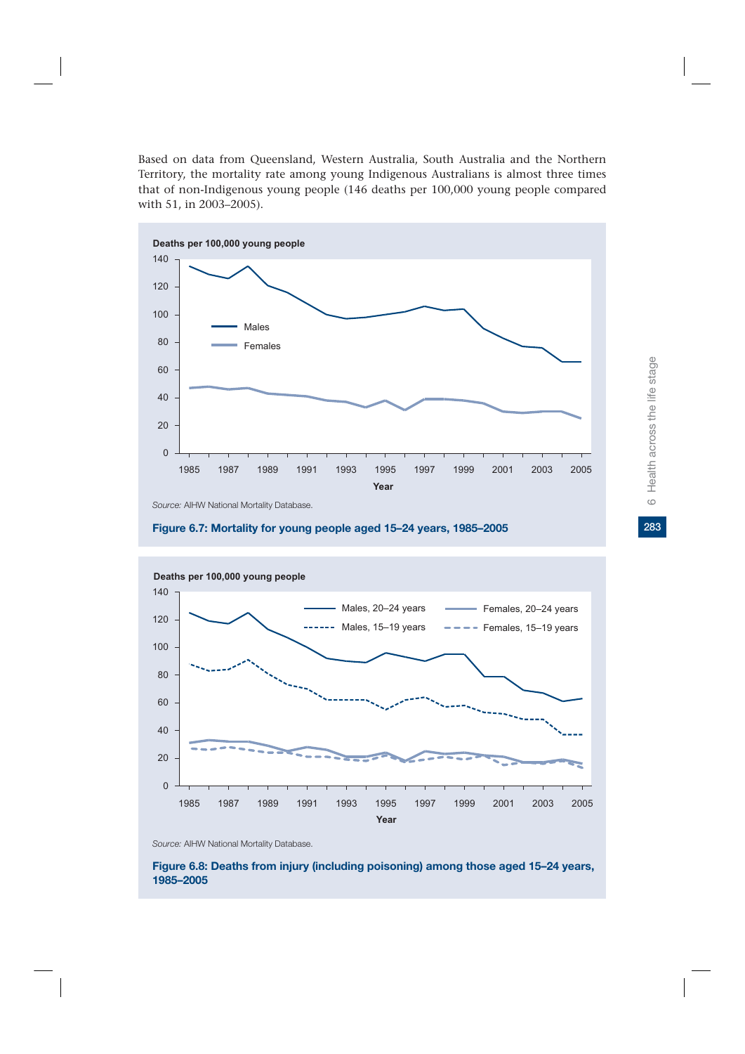Based on data from Queensland, Western Australia, South Australia and the Northern Territory, the mortality rate among young Indigenous Australians is almost three times that of non-Indigenous young people (146 deaths per 100,000 young people compared with 51, in 2003–2005).

*Source:* AIHW National Mortality Database.

**Figure 6.7: Mortality for young people aged 15–24 years, 1985–2005**

*Source:* AIHW National Mortality Database.

**Figure 6.8: Deaths from injury (including poisoning) among those aged 15–24 years, 1985–2005**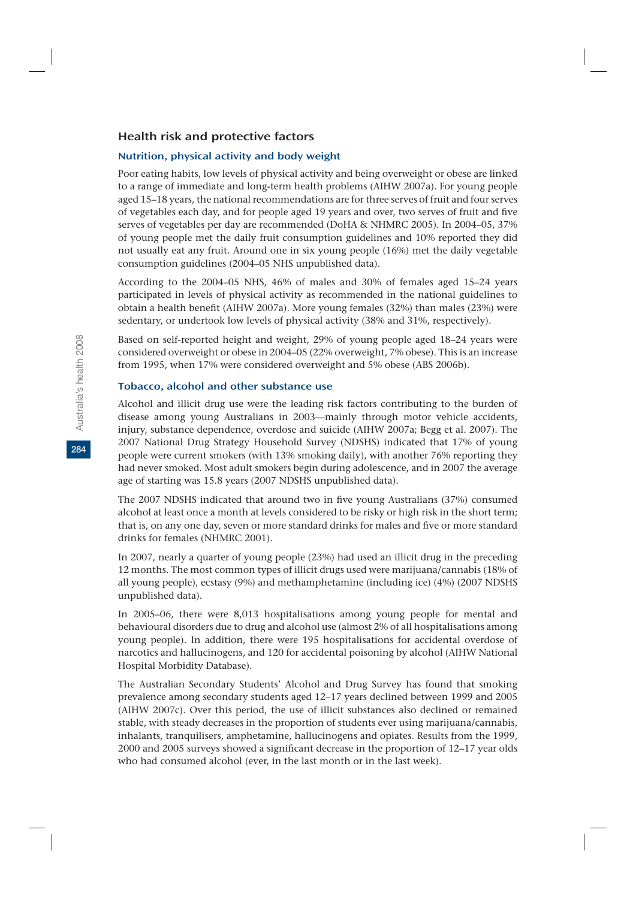## Health risk and protective factors

### Nutrition, physical activity and body weight

Poor eating habits, low levels of physical activity and being overweight or obese are linked to a range of immediate and long-term health problems (AIHW 2007a). For young people aged 15–18 years, the national recommendations are for three serves of fruit and four serves of vegetables each day, and for people aged 19 years and over, two serves of fruit and five serves of vegetables per day are recommended (DoHA & NHMRC 2005). In 2004–05, 37% of young people met the daily fruit consumption guidelines and 10% reported they did not usually eat any fruit. Around one in six young people (16%) met the daily vegetable consumption guidelines (2004–05 NHS unpublished data).

According to the 2004–05 NHS, 46% of males and 30% of females aged 15–24 years participated in levels of physical activity as recommended in the national guidelines to obtain a health benefit (AIHW 2007a). More young females (32%) than males (23%) were sedentary, or undertook low levels of physical activity (38% and 31%, respectively).

Based on self-reported height and weight, 29% of young people aged 18–24 years were considered overweight or obese in 2004–05 (22% overweight, 7% obese). This is an increase from 1995, when 17% were considered overweight and 5% obese (ABS 2006b).

### Tobacco, alcohol and other substance use

Alcohol and illicit drug use were the leading risk factors contributing to the burden of disease among young Australians in 2003—mainly through motor vehicle accidents, injury, substance dependence, overdose and suicide (AIHW 2007a; Begg et al. 2007). The 2007 National Drug Strategy Household Survey (NDSHS) indicated that 17% of young people were current smokers (with 13% smoking daily), with another 76% reporting they had never smoked. Most adult smokers begin during adolescence, and in 2007 the average age of starting was 15.8 years (2007 NDSHS unpublished data).

The 2007 NDSHS indicated that around two in five young Australians (37%) consumed alcohol at least once a month at levels considered to be risky or high risk in the short term; that is, on any one day, seven or more standard drinks for males and five or more standard drinks for females (NHMRC 2001).

In 2007, nearly a quarter of young people (23%) had used an illicit drug in the preceding 12 months. The most common types of illicit drugs used were marijuana/cannabis (18% of all young people), ecstasy (9%) and methamphetamine (including ice) (4%) (2007 NDSHS unpublished data).

In 2005–06, there were 8,013 hospitalisations among young people for mental and behavioural disorders due to drug and alcohol use (almost 2% of all hospitalisations among young people). In addition, there were 195 hospitalisations for accidental overdose of narcotics and hallucinogens, and 120 for accidental poisoning by alcohol (AIHW National Hospital Morbidity Database).

The Australian Secondary Students' Alcohol and Drug Survey has found that smoking prevalence among secondary students aged 12–17 years declined between 1999 and 2005 (AIHW 2007c). Over this period, the use of illicit substances also declined or remained stable, with steady decreases in the proportion of students ever using marijuana/cannabis, inhalants, tranquilisers, amphetamine, hallucinogens and opiates. Results from the 1999, 2000 and 2005 surveys showed a significant decrease in the proportion of 12–17 year olds who had consumed alcohol (ever, in the last month or in the last week).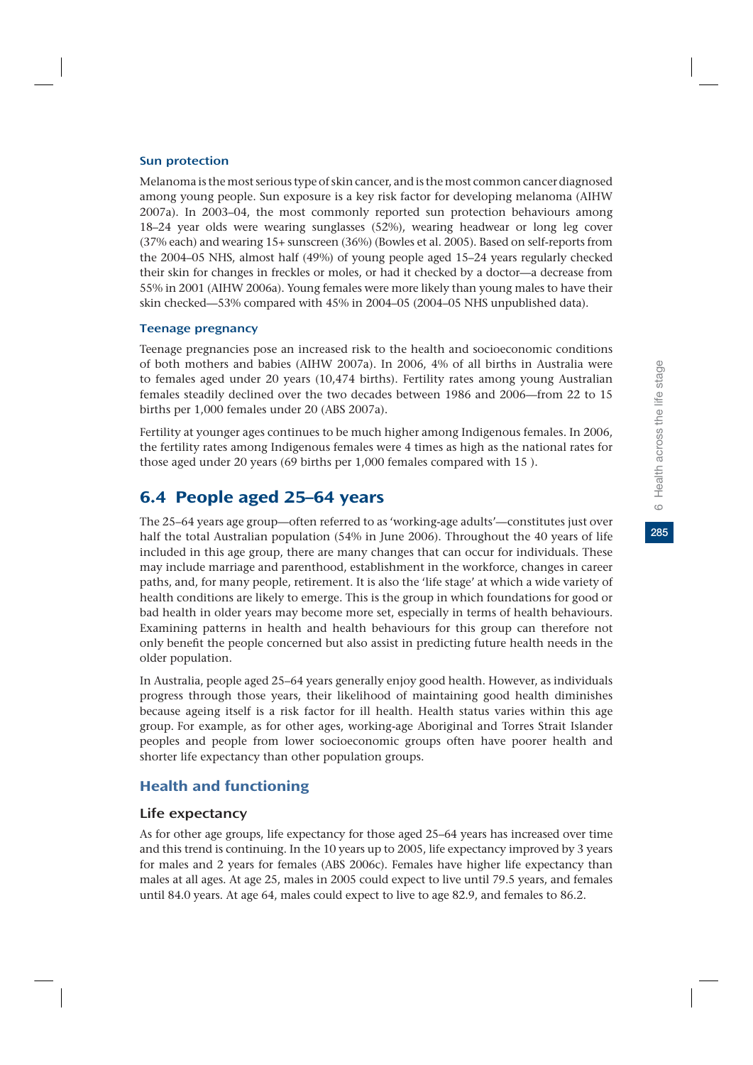### Sun protection

Melanoma is the most serious type of skin cancer, and is the most common cancer diagnosed among young people. Sun exposure is a key risk factor for developing melanoma (AIHW 2007a). In 2003–04, the most commonly reported sun protection behaviours among 18–24 year olds were wearing sunglasses (52%), wearing headwear or long leg cover (37% each) and wearing 15+ sunscreen (36%) (Bowles et al. 2005). Based on self-reports from the 2004–05 NHS, almost half (49%) of young people aged 15–24 years regularly checked their skin for changes in freckles or moles, or had it checked by a doctor—a decrease from 55% in 2001 (AIHW 2006a). Young females were more likely than young males to have their skin checked—53% compared with 45% in 2004–05 (2004–05 NHS unpublished data).

### Teenage pregnancy

Teenage pregnancies pose an increased risk to the health and socioeconomic conditions of both mothers and babies (AIHW 2007a). In 2006, 4% of all births in Australia were to females aged under 20 years (10,474 births). Fertility rates among young Australian females steadily declined over the two decades between 1986 and 2006—from 22 to 15 births per 1,000 females under 20 (ABS 2007a).

Fertility at younger ages continues to be much higher among Indigenous females. In 2006, the fertility rates among Indigenous females were 4 times as high as the national rates for those aged under 20 years (69 births per 1,000 females compared with 15 ).

## 6.4 People aged 25–64 years

The 25–64 years age group—often referred to as 'working-age adults'—constitutes just over half the total Australian population (54% in June 2006). Throughout the 40 years of life included in this age group, there are many changes that can occur for individuals. These may include marriage and parenthood, establishment in the workforce, changes in career paths, and, for many people, retirement. It is also the 'life stage' at which a wide variety of health conditions are likely to emerge. This is the group in which foundations for good or bad health in older years may become more set, especially in terms of health behaviours. Examining patterns in health and health behaviours for this group can therefore not only benefit the people concerned but also assist in predicting future health needs in the older population.

In Australia, people aged 25–64 years generally enjoy good health. However, as individuals progress through those years, their likelihood of maintaining good health diminishes because ageing itself is a risk factor for ill health. Health status varies within this age group. For example, as for other ages, working-age Aboriginal and Torres Strait Islander peoples and people from lower socioeconomic groups often have poorer health and shorter life expectancy than other population groups.

### Health and functioning

#### Life expectancy

As for other age groups, life expectancy for those aged 25–64 years has increased over time and this trend is continuing. In the 10 years up to 2005, life expectancy improved by 3 years for males and 2 years for females (ABS 2006c). Females have higher life expectancy than males at all ages. At age 25, males in 2005 could expect to live until 79.5 years, and females until 84.0 years. At age 64, males could expect to live to age 82.9, and females to 86.2.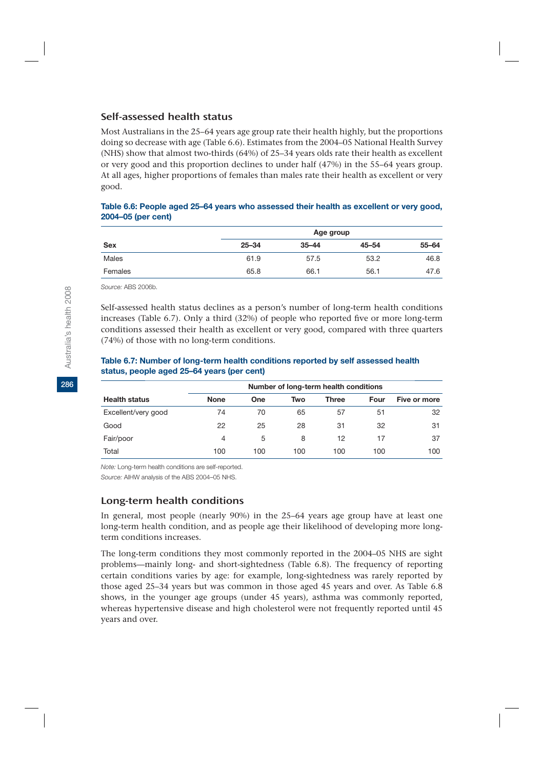## Self-assessed health status

Most Australians in the 25–64 years age group rate their health highly, but the proportions doing so decrease with age (Table 6.6). Estimates from the 2004–05 National Health Survey (NHS) show that almost two-thirds (64%) of 25–34 years olds rate their health as excellent or very good and this proportion declines to under half (47%) in the 55–64 years group. At all ages, higher proportions of females than males rate their health as excellent or very good.

**Table 6.6: People aged 25–64 years who assessed their health as excellent or very good, 2004–05 (per cent)**

| | Age group | | | |
|---|---|---|---|---|
| **Sex** | **25–34** | **35–44** | **45–54** | **55–64** |
| Males | 61.9 | 57.5 | 53.2 | 46.8 |
| Females | 65.8 | 66.1 | 56.1 | 47.6 |

*Source:* ABS 2006b.

Self-assessed health status declines as a person's number of long-term health conditions increases (Table 6.7). Only a third (32%) of people who reported five or more long-term conditions assessed their health as excellent or very good, compared with three quarters (74%) of those with no long-term conditions.

**Table 6.7: Number of long-term health conditions reported by self assessed health status, people aged 25–64 years (per cent)**

| | Number of long-term health conditions | | | | | |
|---|---|---|---|---|---|---|
| **Health status** | **None** | **One** | **Two** | **Three** | **Four** | **Five or more** |
| Excellent/very good | 74 | 70 | 65 | 57 | 51 | 32 |
| Good | 22 | 25 | 28 | 31 | 32 | 31 |
| Fair/poor | 4 | 5 | 8 | 12 | 17 | 37 |
| Total | 100 | 100 | 100 | 100 | 100 | 100 |

*Note:* Long-term health conditions are self-reported.

*Source:* AIHW analysis of the ABS 2004–05 NHS.

## Long-term health conditions

In general, most people (nearly 90%) in the 25–64 years age group have at least one long-term health condition, and as people age their likelihood of developing more long-term conditions increases.

The long-term conditions they most commonly reported in the 2004–05 NHS are sight problems—mainly long- and short-sightedness (Table 6.8). The frequency of reporting certain conditions varies by age: for example, long-sightedness was rarely reported by those aged 25–34 years but was common in those aged 45 years and over. As Table 6.8 shows, in the younger age groups (under 45 years), asthma was commonly reported, whereas hypertensive disease and high cholesterol were not frequently reported until 45 years and over.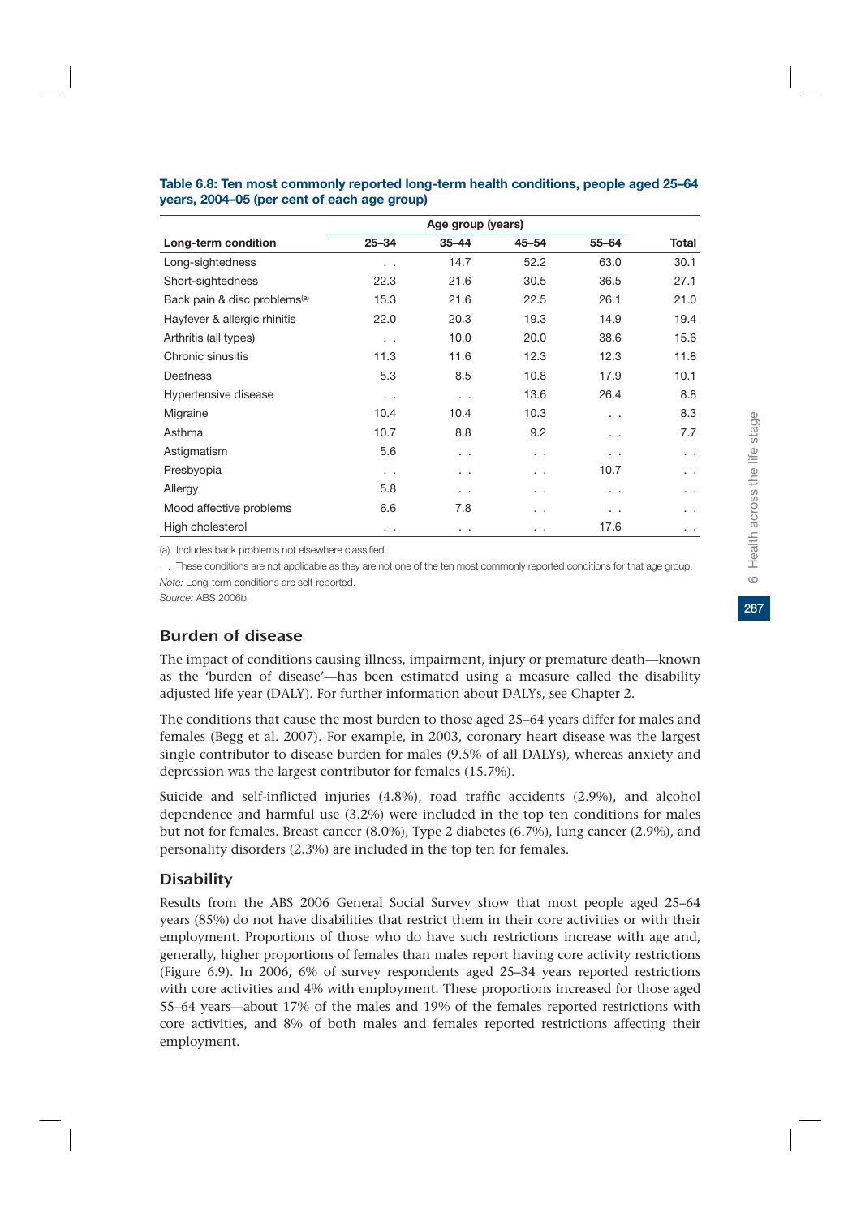**Table 6.8: Ten most commonly reported long-term health conditions, people aged 25–64 years, 2004–05 (per cent of each age group)**

| | Age group (years) | | | | |
|---|---|---|---|---|---|
| Long-term condition | 25–34 | 35–44 | 45–54 | 55–64 | Total |
| Long-sightedness | . . | 14.7 | 52.2 | 63.0 | 30.1 |
| Short-sightedness | 22.3 | 21.6 | 30.5 | 36.5 | 27.1 |
| Back pain & disc problems[(a)] | 15.3 | 21.6 | 22.5 | 26.1 | 21.0 |
| Hayfever & allergic rhinitis | 22.0 | 20.3 | 19.3 | 14.9 | 19.4 |
| Arthritis (all types) | . . | 10.0 | 20.0 | 38.6 | 15.6 |
| Chronic sinusitis | 11.3 | 11.6 | 12.3 | 12.3 | 11.8 |
| Deafness | 5.3 | 8.5 | 10.8 | 17.9 | 10.1 |
| Hypertensive disease | . . | . . | 13.6 | 26.4 | 8.8 |
| Migraine | 10.4 | 10.4 | 10.3 | . . | 8.3 |
| Asthma | 10.7 | 8.8 | 9.2 | . . | 7.7 |
| Astigmatism | 5.6 | . . | . . | . . | . . |
| Presbyopia | . . | . . | . . | 10.7 | . . |
| Allergy | 5.8 | . . | . . | . . | . . |
| Mood affective problems | 6.6 | 7.8 | . . | . . | . . |
| High cholesterol | . . | . . | . . | 17.6 | . . |

(a) Includes back problems not elsewhere classified.

. . These conditions are not applicable as they are not one of the ten most commonly reported conditions for that age group.

*Note:* Long-term conditions are self-reported.

*Source:* ABS 2006b.

## Burden of disease

The impact of conditions causing illness, impairment, injury or premature death—known as the 'burden of disease'—has been estimated using a measure called the disability adjusted life year (DALY). For further information about DALYs, see Chapter 2.

The conditions that cause the most burden to those aged 25–64 years differ for males and females (Begg et al. 2007). For example, in 2003, coronary heart disease was the largest single contributor to disease burden for males (9.5% of all DALYs), whereas anxiety and depression was the largest contributor for females (15.7%).

Suicide and self-inflicted injuries (4.8%), road traffic accidents (2.9%), and alcohol dependence and harmful use (3.2%) were included in the top ten conditions for males but not for females. Breast cancer (8.0%), Type 2 diabetes (6.7%), lung cancer (2.9%), and personality disorders (2.3%) are included in the top ten for females.

## Disability

Results from the ABS 2006 General Social Survey show that most people aged 25–64 years (85%) do not have disabilities that restrict them in their core activities or with their employment. Proportions of those who do have such restrictions increase with age and, generally, higher proportions of females than males report having core activity restrictions (Figure 6.9). In 2006, 6% of survey respondents aged 25–34 years reported restrictions with core activities and 4% with employment. These proportions increased for those aged 55–64 years—about 17% of the males and 19% of the females reported restrictions with core activities, and 8% of both males and females reported restrictions affecting their employment.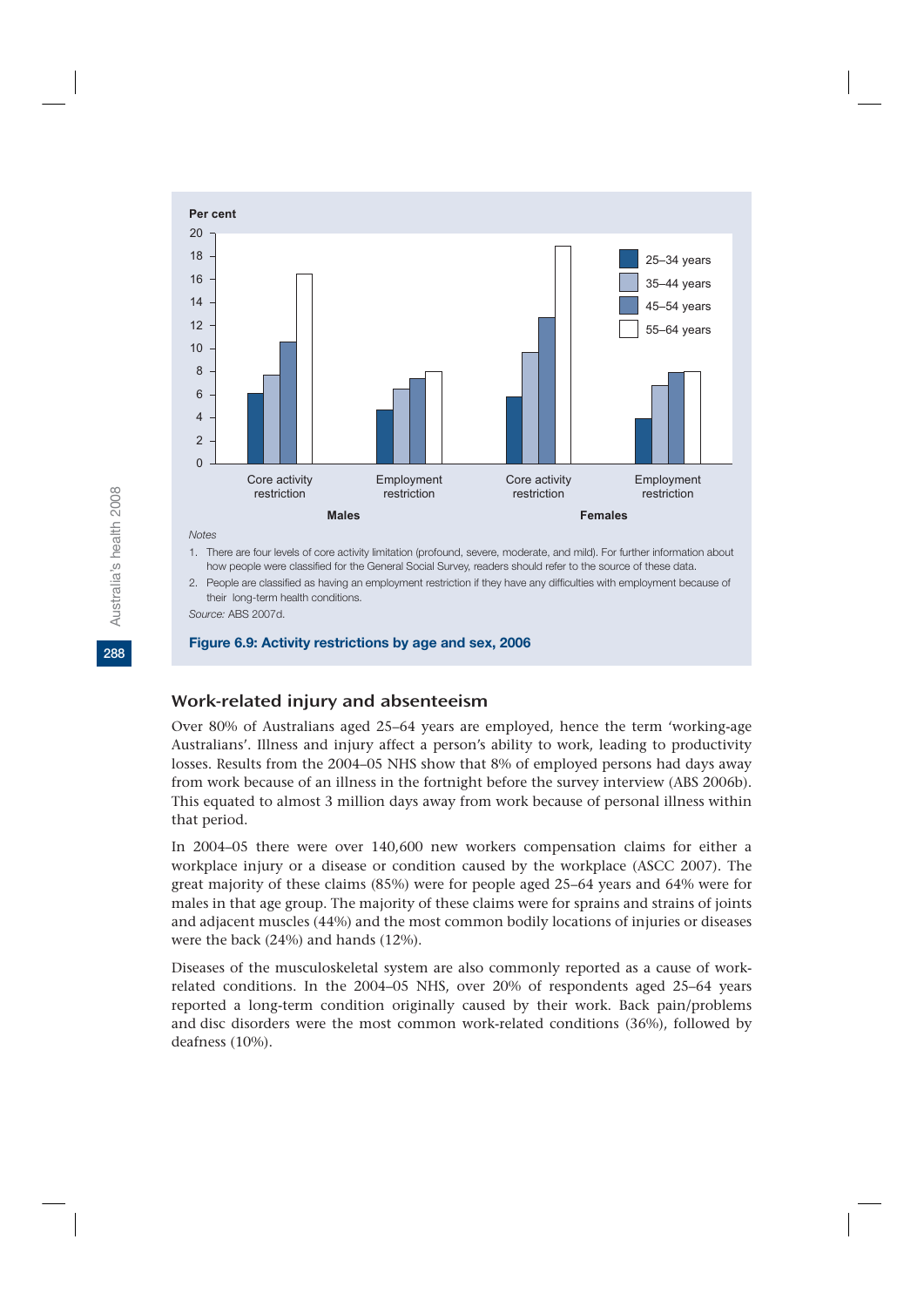Notes

1. There are four levels of core activity limitation (profound, severe, moderate, and mild). For further information about how people were classified for the General Social Survey, readers should refer to the source of these data.
2. People are classified as having an employment restriction if they have any difficulties with employment because of their long-term health conditions.

*Source:* ABS 2007d.

**Figure 6.9: Activity restrictions by age and sex, 2006**

## Work-related injury and absenteeism

Over 80% of Australians aged 25–64 years are employed, hence the term 'working-age Australians'. Illness and injury affect a person's ability to work, leading to productivity losses. Results from the 2004–05 NHS show that 8% of employed persons had days away from work because of an illness in the fortnight before the survey interview (ABS 2006b). This equated to almost 3 million days away from work because of personal illness within that period.

In 2004–05 there were over 140,600 new workers compensation claims for either a workplace injury or a disease or condition caused by the workplace (ASCC 2007). The great majority of these claims (85%) were for people aged 25–64 years and 64% were for males in that age group. The majority of these claims were for sprains and strains of joints and adjacent muscles (44%) and the most common bodily locations of injuries or diseases were the back (24%) and hands (12%).

Diseases of the musculoskeletal system are also commonly reported as a cause of work-related conditions. In the 2004–05 NHS, over 20% of respondents aged 25–64 years reported a long-term condition originally caused by their work. Back pain/problems and disc disorders were the most common work-related conditions (36%), followed by deafness (10%).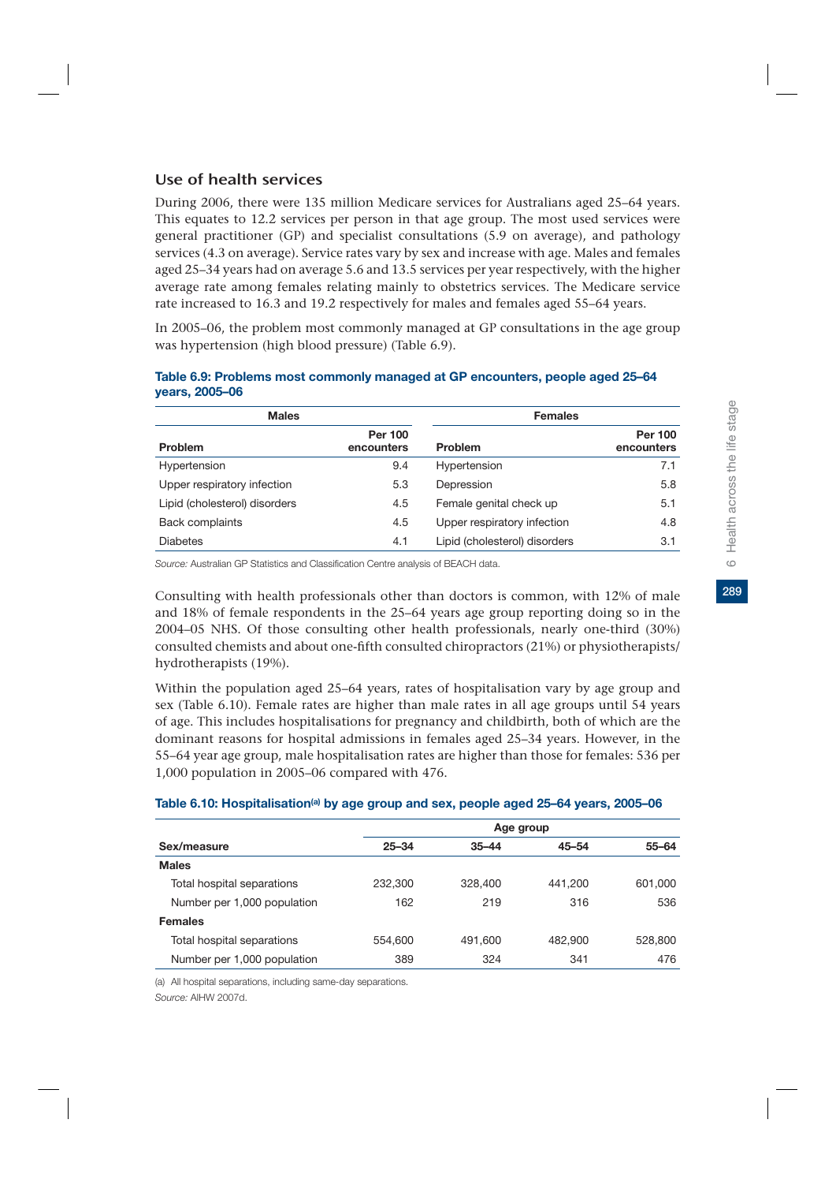## Use of health services

During 2006, there were 135 million Medicare services for Australians aged 25–64 years. This equates to 12.2 services per person in that age group. The most used services were general practitioner (GP) and specialist consultations (5.9 on average), and pathology services (4.3 on average). Service rates vary by sex and increase with age. Males and females aged 25–34 years had on average 5.6 and 13.5 services per year respectively, with the higher average rate among females relating mainly to obstetrics services. The Medicare service rate increased to 16.3 and 19.2 respectively for males and females aged 55–64 years.

In 2005–06, the problem most commonly managed at GP consultations in the age group was hypertension (high blood pressure) (Table 6.9).

**Table 6.9: Problems most commonly managed at GP encounters, people aged 25–64 years, 2005–06**

| Males | | Females | |
|---|---|---|---|
| **Problem** | **Per 100 encounters** | **Problem** | **Per 100 encounters** |
| Hypertension | 9.4 | Hypertension | 7.1 |
| Upper respiratory infection | 5.3 | Depression | 5.8 |
| Lipid (cholesterol) disorders | 4.5 | Female genital check up | 5.1 |
| Back complaints | 4.5 | Upper respiratory infection | 4.8 |
| Diabetes | 4.1 | Lipid (cholesterol) disorders | 3.1 |

*Source:* Australian GP Statistics and Classification Centre analysis of BEACH data.

Consulting with health professionals other than doctors is common, with 12% of male and 18% of female respondents in the 25–64 years age group reporting doing so in the 2004–05 NHS. Of those consulting other health professionals, nearly one-third (30%) consulted chemists and about one-fifth consulted chiropractors (21%) or physiotherapists/ hydrotherapists (19%).

Within the population aged 25–64 years, rates of hospitalisation vary by age group and sex (Table 6.10). Female rates are higher than male rates in all age groups until 54 years of age. This includes hospitalisations for pregnancy and childbirth, both of which are the dominant reasons for hospital admissions in females aged 25–34 years. However, in the 55–64 year age group, male hospitalisation rates are higher than those for females: 536 per 1,000 population in 2005–06 compared with 476.

**Table 6.10: Hospitalisation[(a)] by age group and sex, people aged 25–64 years, 2005–06**

| | Age group | | | |
|---|---|---|---|---|
| **Sex/measure** | **25–34** | **35–44** | **45–54** | **55–64** |
| **Males** | | | | |
| Total hospital separations | 232,300 | 328,400 | 441,200 | 601,000 |
| Number per 1,000 population | 162 | 219 | 316 | 536 |
| **Females** | | | | |
| Total hospital separations | 554,600 | 491,600 | 482,900 | 528,800 |
| Number per 1,000 population | 389 | 324 | 341 | 476 |

(a) All hospital separations, including same-day separations.

*Source:* AIHW 2007d.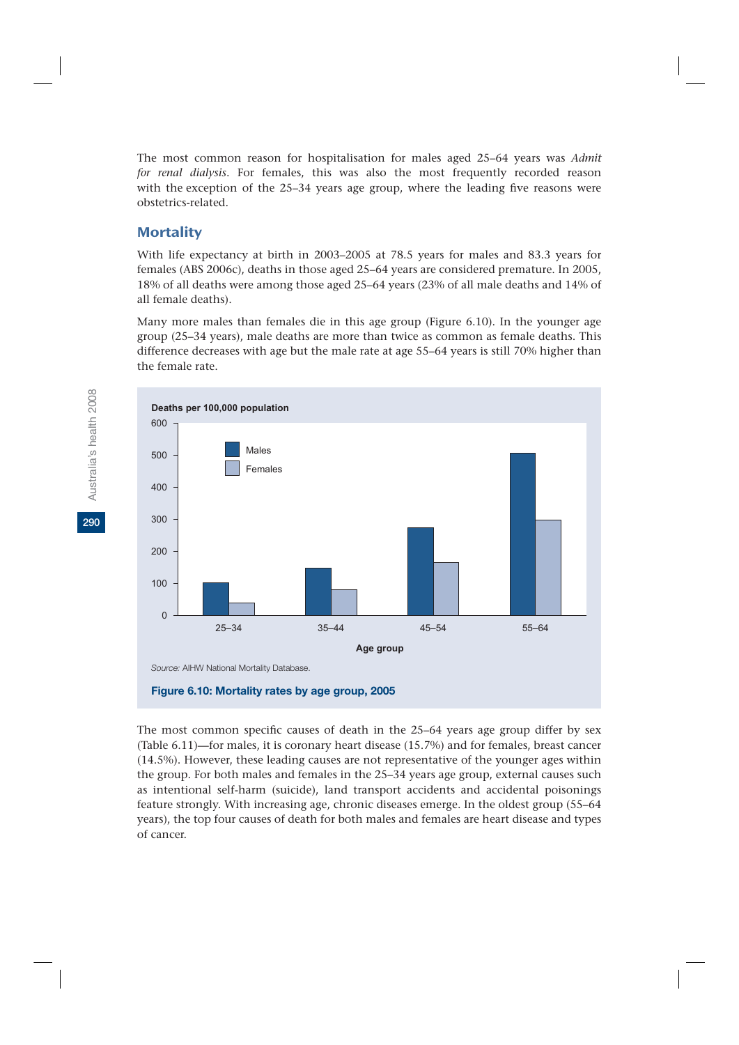The most common reason for hospitalisation for males aged 25–64 years was *Admit for renal dialysis*. For females, this was also the most frequently recorded reason with the exception of the 25–34 years age group, where the leading five reasons were obstetrics-related.

## Mortality

With life expectancy at birth in 2003–2005 at 78.5 years for males and 83.3 years for females (ABS 2006c), deaths in those aged 25–64 years are considered premature. In 2005, 18% of all deaths were among those aged 25–64 years (23% of all male deaths and 14% of all female deaths).

Many more males than females die in this age group (Figure 6.10). In the younger age group (25–34 years), male deaths are more than twice as common as female deaths. This difference decreases with age but the male rate at age 55–64 years is still 70% higher than the female rate.

*Source:* AIHW National Mortality Database.

**Figure 6.10: Mortality rates by age group, 2005**

The most common specific causes of death in the 25–64 years age group differ by sex (Table 6.11)—for males, it is coronary heart disease (15.7%) and for females, breast cancer (14.5%). However, these leading causes are not representative of the younger ages within the group. For both males and females in the 25–34 years age group, external causes such as intentional self-harm (suicide), land transport accidents and accidental poisonings feature strongly. With increasing age, chronic diseases emerge. In the oldest group (55–64 years), the top four causes of death for both males and females are heart disease and types of cancer.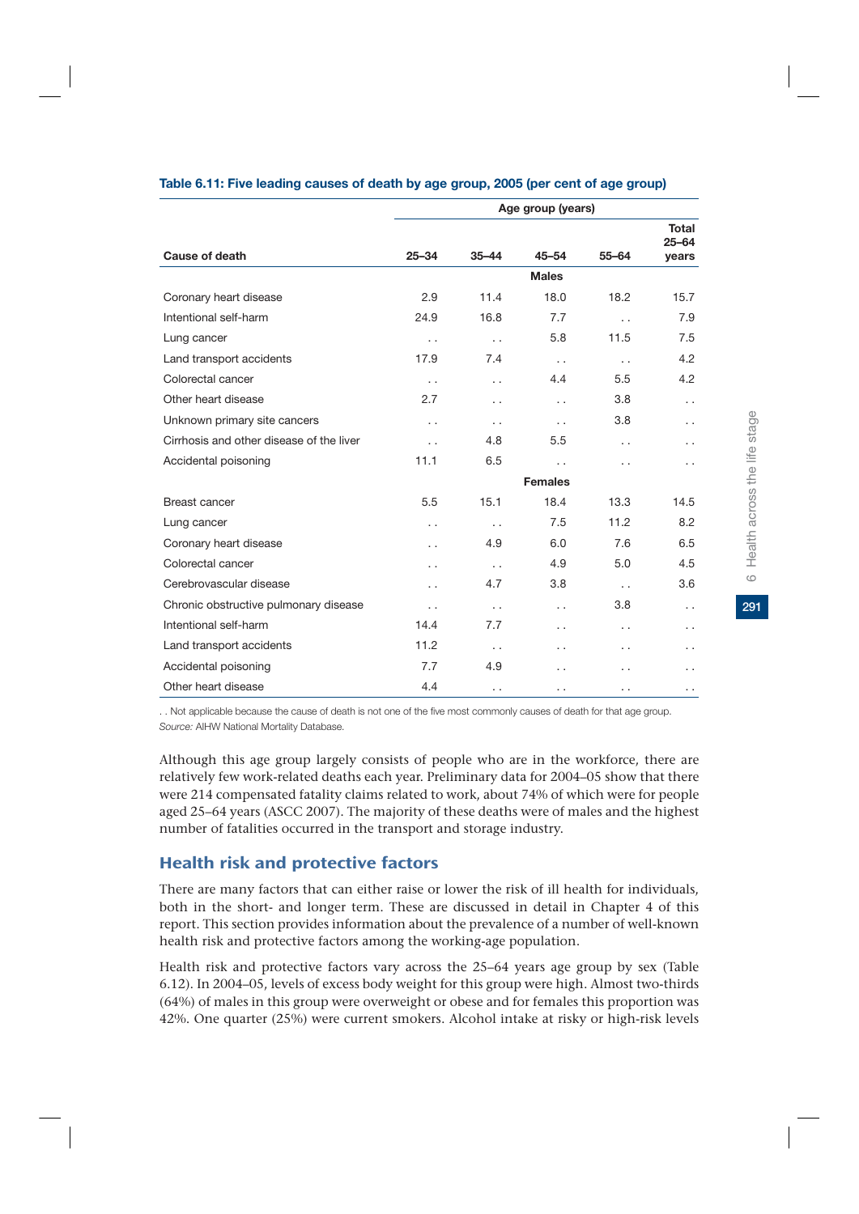**Table 6.11: Five leading causes of death by age group, 2005 (per cent of age group)**

| | Age group (years) | | | | |
|---|---|---|---|---|---|
| Cause of death | 25–34 | 35–44 | 45–54 | 55–64 | Total 25–64 years |
| | | | **Males** | | |
| Coronary heart disease | 2.9 | 11.4 | 18.0 | 18.2 | 15.7 |
| Intentional self-harm | 24.9 | 16.8 | 7.7 | . . | 7.9 |
| Lung cancer | . . | . . | 5.8 | 11.5 | 7.5 |
| Land transport accidents | 17.9 | 7.4 | . . | . . | 4.2 |
| Colorectal cancer | . . | . . | 4.4 | 5.5 | 4.2 |
| Other heart disease | 2.7 | . . | . . | 3.8 | . . |
| Unknown primary site cancers | . . | . . | . . | 3.8 | . . |
| Cirrhosis and other disease of the liver | . . | 4.8 | 5.5 | . . | . . |
| Accidental poisoning | 11.1 | 6.5 | . . | . . | . . |
| | | | **Females** | | |
| Breast cancer | 5.5 | 15.1 | 18.4 | 13.3 | 14.5 |
| Lung cancer | . . | . . | 7.5 | 11.2 | 8.2 |
| Coronary heart disease | . . | 4.9 | 6.0 | 7.6 | 6.5 |
| Colorectal cancer | . . | . . | 4.9 | 5.0 | 4.5 |
| Cerebrovascular disease | . . | 4.7 | 3.8 | . . | 3.6 |
| Chronic obstructive pulmonary disease | . . | . . | . . | 3.8 | . . |
| Intentional self-harm | 14.4 | 7.7 | . . | . . | . . |
| Land transport accidents | 11.2 | . . | . . | . . | . . |
| Accidental poisoning | 7.7 | 4.9 | . . | . . | . . |
| Other heart disease | 4.4 | . . | . . | . . | . . |

. . Not applicable because the cause of death is not one of the five most commonly causes of death for that age group.
*Source:* AIHW National Mortality Database.

Although this age group largely consists of people who are in the workforce, there are relatively few work-related deaths each year. Preliminary data for 2004–05 show that there were 214 compensated fatality claims related to work, about 74% of which were for people aged 25–64 years (ASCC 2007). The majority of these deaths were of males and the highest number of fatalities occurred in the transport and storage industry.

## Health risk and protective factors

There are many factors that can either raise or lower the risk of ill health for individuals, both in the short- and longer term. These are discussed in detail in Chapter 4 of this report. This section provides information about the prevalence of a number of well-known health risk and protective factors among the working-age population.

Health risk and protective factors vary across the 25–64 years age group by sex (Table 6.12). In 2004–05, levels of excess body weight for this group were high. Almost two-thirds (64%) of males in this group were overweight or obese and for females this proportion was 42%. One quarter (25%) were current smokers. Alcohol intake at risky or high-risk levels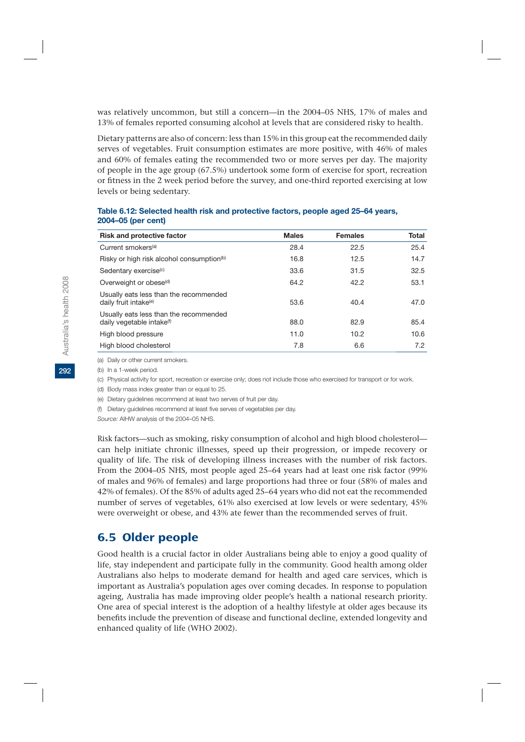was relatively uncommon, but still a concern—in the 2004–05 NHS, 17% of males and 13% of females reported consuming alcohol at levels that are considered risky to health.

Dietary patterns are also of concern: less than 15% in this group eat the recommended daily serves of vegetables. Fruit consumption estimates are more positive, with 46% of males and 60% of females eating the recommended two or more serves per day. The majority of people in the age group (67.5%) undertook some form of exercise for sport, recreation or fitness in the 2 week period before the survey, and one-third reported exercising at low levels or being sedentary.

**Table 6.12: Selected health risk and protective factors, people aged 25–64 years, 2004–05 (per cent)**

| Risk and protective factor | Males | Females | Total |
|---|---|---|---|
| Current smokers[(a)] | 28.4 | 22.5 | 25.4 |
| Risky or high risk alcohol consumption[(b)] | 16.8 | 12.5 | 14.7 |
| Sedentary exercise[(c)] | 33.6 | 31.5 | 32.5 |
| Overweight or obese[(d)] | 64.2 | 42.2 | 53.1 |
| Usually eats less than the recommended daily fruit intake[(e)] | 53.6 | 40.4 | 47.0 |
| Usually eats less than the recommended daily vegetable intake[(f)] | 88.0 | 82.9 | 85.4 |
| High blood pressure | 11.0 | 10.2 | 10.6 |
| High blood cholesterol | 7.8 | 6.6 | 7.2 |

(a) Daily or other current smokers.

(b) In a 1-week period.

(c) Physical activity for sport, recreation or exercise only; does not include those who exercised for transport or for work.

(d) Body mass index greater than or equal to 25.

(e) Dietary guidelines recommend at least two serves of fruit per day.

(f) Dietary guidelines recommend at least five serves of vegetables per day.

*Source:* AIHW analysis of the 2004–05 NHS.

Risk factors—such as smoking, risky consumption of alcohol and high blood cholesterol—can help initiate chronic illnesses, speed up their progression, or impede recovery or quality of life. The risk of developing illness increases with the number of risk factors. From the 2004–05 NHS, most people aged 25–64 years had at least one risk factor (99% of males and 96% of females) and large proportions had three or four (58% of males and 42% of females). Of the 85% of adults aged 25–64 years who did not eat the recommended number of serves of vegetables, 61% also exercised at low levels or were sedentary, 45% were overweight or obese, and 43% ate fewer than the recommended serves of fruit.

## 6.5 Older people

Good health is a crucial factor in older Australians being able to enjoy a good quality of life, stay independent and participate fully in the community. Good health among older Australians also helps to moderate demand for health and aged care services, which is important as Australia's population ages over coming decades. In response to population ageing, Australia has made improving older people's health a national research priority. One area of special interest is the adoption of a healthy lifestyle at older ages because its benefits include the prevention of disease and functional decline, extended longevity and enhanced quality of life (WHO 2002).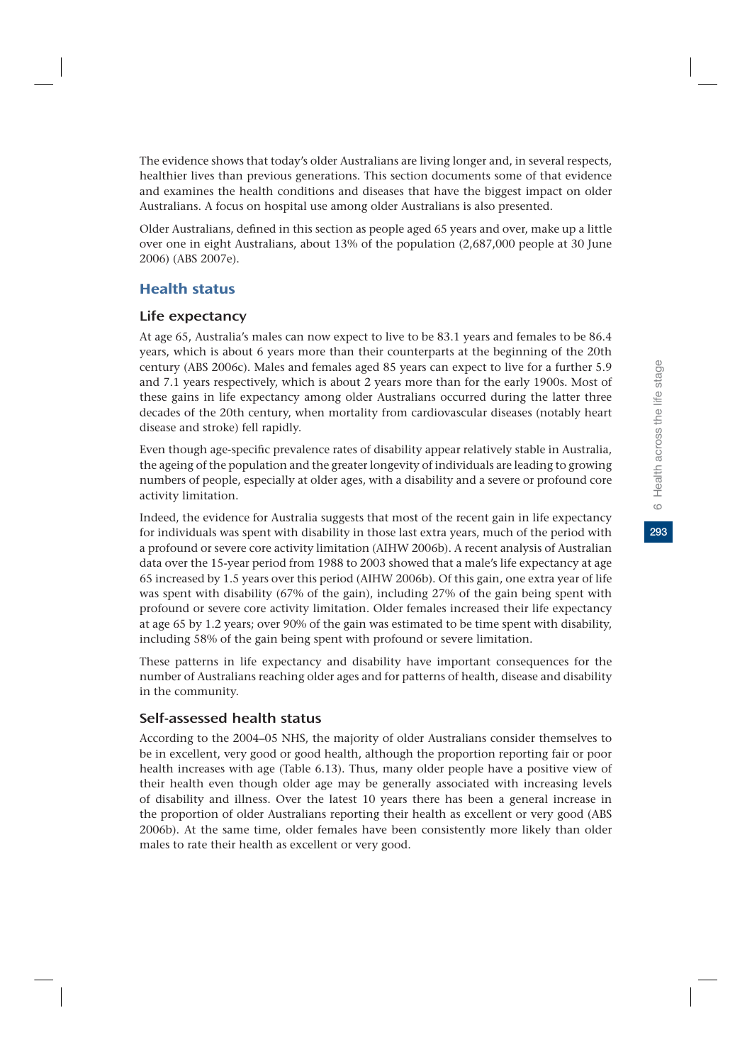The evidence shows that today's older Australians are living longer and, in several respects, healthier lives than previous generations. This section documents some of that evidence and examines the health conditions and diseases that have the biggest impact on older Australians. A focus on hospital use among older Australians is also presented.

Older Australians, defined in this section as people aged 65 years and over, make up a little over one in eight Australians, about 13% of the population (2,687,000 people at 30 June 2006) (ABS 2007e).

## Health status

### Life expectancy

At age 65, Australia's males can now expect to live to be 83.1 years and females to be 86.4 years, which is about 6 years more than their counterparts at the beginning of the 20th century (ABS 2006c). Males and females aged 85 years can expect to live for a further 5.9 and 7.1 years respectively, which is about 2 years more than for the early 1900s. Most of these gains in life expectancy among older Australians occurred during the latter three decades of the 20th century, when mortality from cardiovascular diseases (notably heart disease and stroke) fell rapidly.

Even though age-specific prevalence rates of disability appear relatively stable in Australia, the ageing of the population and the greater longevity of individuals are leading to growing numbers of people, especially at older ages, with a disability and a severe or profound core activity limitation.

Indeed, the evidence for Australia suggests that most of the recent gain in life expectancy for individuals was spent with disability in those last extra years, much of the period with a profound or severe core activity limitation (AIHW 2006b). A recent analysis of Australian data over the 15-year period from 1988 to 2003 showed that a male's life expectancy at age 65 increased by 1.5 years over this period (AIHW 2006b). Of this gain, one extra year of life was spent with disability (67% of the gain), including 27% of the gain being spent with profound or severe core activity limitation. Older females increased their life expectancy at age 65 by 1.2 years; over 90% of the gain was estimated to be time spent with disability, including 58% of the gain being spent with profound or severe limitation.

These patterns in life expectancy and disability have important consequences for the number of Australians reaching older ages and for patterns of health, disease and disability in the community.

### Self-assessed health status

According to the 2004–05 NHS, the majority of older Australians consider themselves to be in excellent, very good or good health, although the proportion reporting fair or poor health increases with age (Table 6.13). Thus, many older people have a positive view of their health even though older age may be generally associated with increasing levels of disability and illness. Over the latest 10 years there has been a general increase in the proportion of older Australians reporting their health as excellent or very good (ABS 2006b). At the same time, older females have been consistently more likely than older males to rate their health as excellent or very good.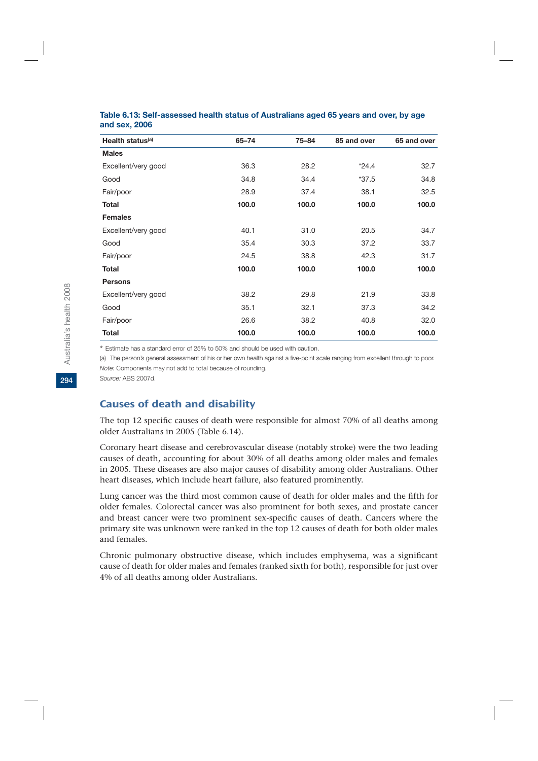**Table 6.13: Self-assessed health status of Australians aged 65 years and over, by age and sex, 2006**

| Health status[(a)] | 65–74 | 75–84 | 85 and over | 65 and over |
|---|---|---|---|---|
| **Males** | | | | |
| Excellent/very good | 36.3 | 28.2 | *24.4 | 32.7 |
| Good | 34.8 | 34.4 | *37.5 | 34.8 |
| Fair/poor | 28.9 | 37.4 | 38.1 | 32.5 |
| **Total** | **100.0** | **100.0** | **100.0** | **100.0** |
| **Females** | | | | |
| Excellent/very good | 40.1 | 31.0 | 20.5 | 34.7 |
| Good | 35.4 | 30.3 | 37.2 | 33.7 |
| Fair/poor | 24.5 | 38.8 | 42.3 | 31.7 |
| **Total** | **100.0** | **100.0** | **100.0** | **100.0** |
| **Persons** | | | | |
| Excellent/very good | 38.2 | 29.8 | 21.9 | 33.8 |
| Good | 35.1 | 32.1 | 37.3 | 34.2 |
| Fair/poor | 26.6 | 38.2 | 40.8 | 32.0 |
| **Total** | **100.0** | **100.0** | **100.0** | **100.0** |

\* Estimate has a standard error of 25% to 50% and should be used with caution.

(a) The person's general assessment of his or her own health against a five-point scale ranging from excellent through to poor.

*Note:* Components may not add to total because of rounding.

*Source:* ABS 2007d.

## Causes of death and disability

The top 12 specific causes of death were responsible for almost 70% of all deaths among older Australians in 2005 (Table 6.14).

Coronary heart disease and cerebrovascular disease (notably stroke) were the two leading causes of death, accounting for about 30% of all deaths among older males and females in 2005. These diseases are also major causes of disability among older Australians. Other heart diseases, which include heart failure, also featured prominently.

Lung cancer was the third most common cause of death for older males and the fifth for older females. Colorectal cancer was also prominent for both sexes, and prostate cancer and breast cancer were two prominent sex-specific causes of death. Cancers where the primary site was unknown were ranked in the top 12 causes of death for both older males and females.

Chronic pulmonary obstructive disease, which includes emphysema, was a significant cause of death for older males and females (ranked sixth for both), responsible for just over 4% of all deaths among older Australians.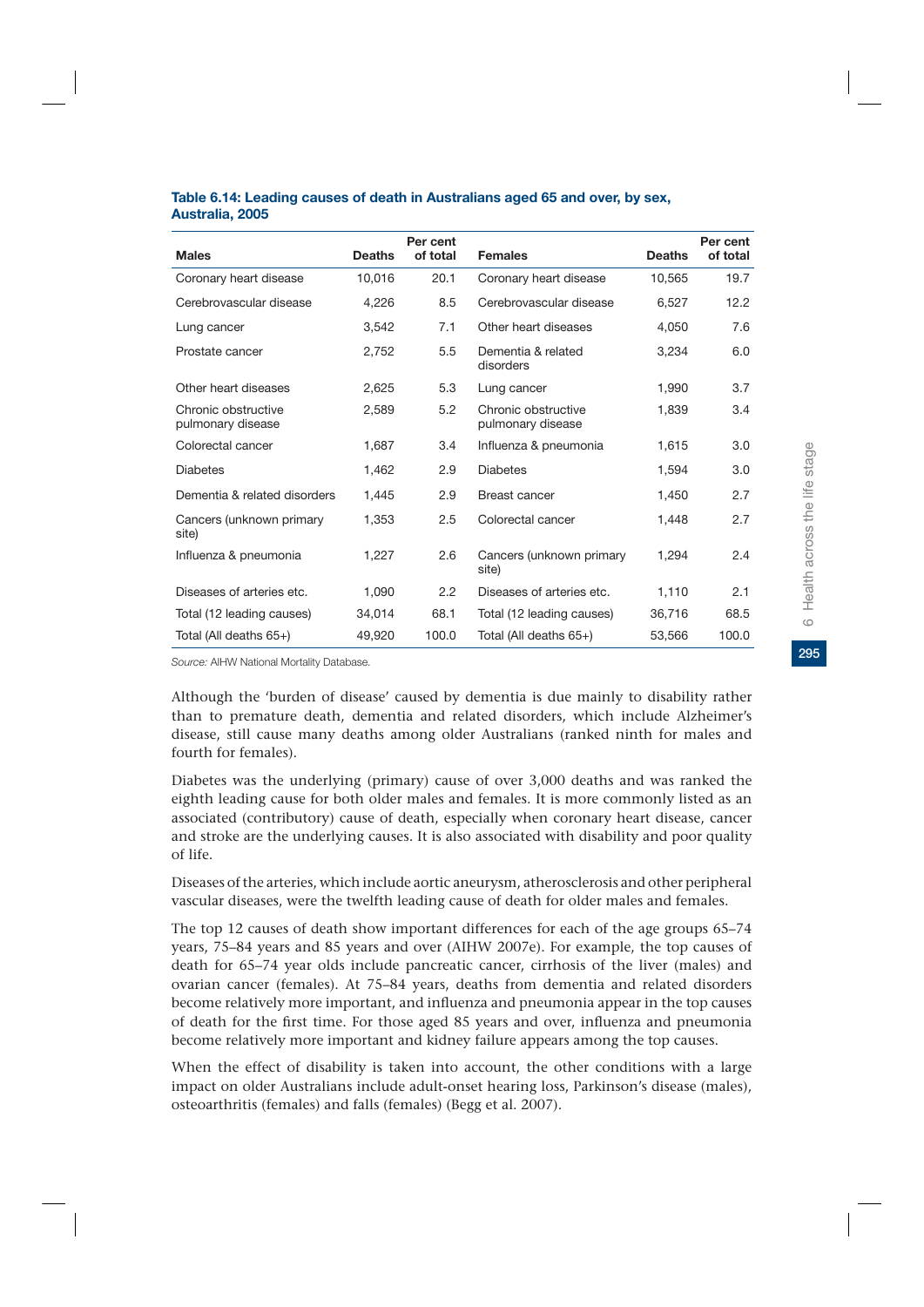**Table 6.14: Leading causes of death in Australians aged 65 and over, by sex, Australia, 2005**

| Males | Deaths | Per cent of total | Females | Deaths | Per cent of total |
|---|---|---|---|---|---|
| Coronary heart disease | 10,016 | 20.1 | Coronary heart disease | 10,565 | 19.7 |
| Cerebrovascular disease | 4,226 | 8.5 | Cerebrovascular disease | 6,527 | 12.2 |
| Lung cancer | 3,542 | 7.1 | Other heart diseases | 4,050 | 7.6 |
| Prostate cancer | 2,752 | 5.5 | Dementia & related disorders | 3,234 | 6.0 |
| Other heart diseases | 2,625 | 5.3 | Lung cancer | 1,990 | 3.7 |
| Chronic obstructive pulmonary disease | 2,589 | 5.2 | Chronic obstructive pulmonary disease | 1,839 | 3.4 |
| Colorectal cancer | 1,687 | 3.4 | Influenza & pneumonia | 1,615 | 3.0 |
| Diabetes | 1,462 | 2.9 | Diabetes | 1,594 | 3.0 |
| Dementia & related disorders | 1,445 | 2.9 | Breast cancer | 1,450 | 2.7 |
| Cancers (unknown primary site) | 1,353 | 2.5 | Colorectal cancer | 1,448 | 2.7 |
| Influenza & pneumonia | 1,227 | 2.6 | Cancers (unknown primary site) | 1,294 | 2.4 |
| Diseases of arteries etc. | 1,090 | 2.2 | Diseases of arteries etc. | 1,110 | 2.1 |
| Total (12 leading causes) | 34,014 | 68.1 | Total (12 leading causes) | 36,716 | 68.5 |
| Total (All deaths 65+) | 49,920 | 100.0 | Total (All deaths 65+) | 53,566 | 100.0 |

*Source:* AIHW National Mortality Database.

Although the 'burden of disease' caused by dementia is due mainly to disability rather than to premature death, dementia and related disorders, which include Alzheimer's disease, still cause many deaths among older Australians (ranked ninth for males and fourth for females).

Diabetes was the underlying (primary) cause of over 3,000 deaths and was ranked the eighth leading cause for both older males and females. It is more commonly listed as an associated (contributory) cause of death, especially when coronary heart disease, cancer and stroke are the underlying causes. It is also associated with disability and poor quality of life.

Diseases of the arteries, which include aortic aneurysm, atherosclerosis and other peripheral vascular diseases, were the twelfth leading cause of death for older males and females.

The top 12 causes of death show important differences for each of the age groups 65–74 years, 75–84 years and 85 years and over (AIHW 2007e). For example, the top causes of death for 65–74 year olds include pancreatic cancer, cirrhosis of the liver (males) and ovarian cancer (females). At 75–84 years, deaths from dementia and related disorders become relatively more important, and influenza and pneumonia appear in the top causes of death for the first time. For those aged 85 years and over, influenza and pneumonia become relatively more important and kidney failure appears among the top causes.

When the effect of disability is taken into account, the other conditions with a large impact on older Australians include adult-onset hearing loss, Parkinson's disease (males), osteoarthritis (females) and falls (females) (Begg et al. 2007).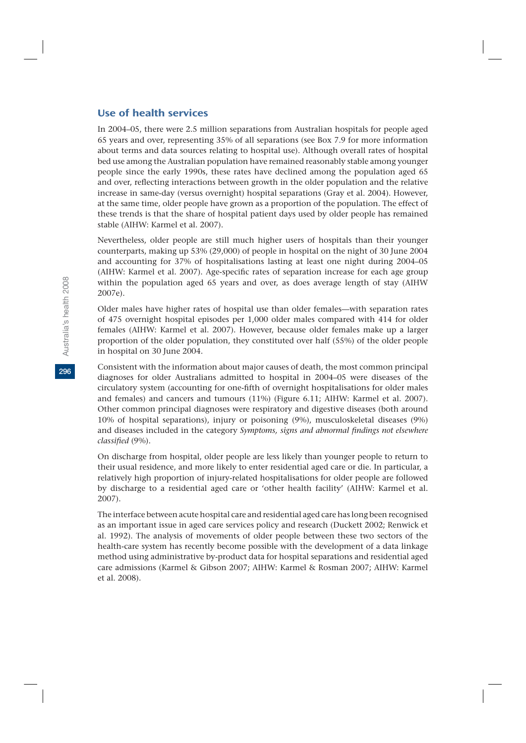## Use of health services

In 2004–05, there were 2.5 million separations from Australian hospitals for people aged 65 years and over, representing 35% of all separations (see Box 7.9 for more information about terms and data sources relating to hospital use). Although overall rates of hospital bed use among the Australian population have remained reasonably stable among younger people since the early 1990s, these rates have declined among the population aged 65 and over, reflecting interactions between growth in the older population and the relative increase in same-day (versus overnight) hospital separations (Gray et al. 2004). However, at the same time, older people have grown as a proportion of the population. The effect of these trends is that the share of hospital patient days used by older people has remained stable (AIHW: Karmel et al. 2007).

Nevertheless, older people are still much higher users of hospitals than their younger counterparts, making up 53% (29,000) of people in hospital on the night of 30 June 2004 and accounting for 37% of hospitalisations lasting at least one night during 2004–05 (AIHW: Karmel et al. 2007). Age-specific rates of separation increase for each age group within the population aged 65 years and over, as does average length of stay (AIHW 2007e).

Older males have higher rates of hospital use than older females—with separation rates of 475 overnight hospital episodes per 1,000 older males compared with 414 for older females (AIHW: Karmel et al. 2007). However, because older females make up a larger proportion of the older population, they constituted over half (55%) of the older people in hospital on 30 June 2004.

Consistent with the information about major causes of death, the most common principal diagnoses for older Australians admitted to hospital in 2004–05 were diseases of the circulatory system (accounting for one-fifth of overnight hospitalisations for older males and females) and cancers and tumours (11%) (Figure 6.11; AIHW: Karmel et al. 2007). Other common principal diagnoses were respiratory and digestive diseases (both around 10% of hospital separations), injury or poisoning (9%), musculoskeletal diseases (9%) and diseases included in the category *Symptoms, signs and abnormal findings not elsewhere classified* (9%).

On discharge from hospital, older people are less likely than younger people to return to their usual residence, and more likely to enter residential aged care or die. In particular, a relatively high proportion of injury-related hospitalisations for older people are followed by discharge to a residential aged care or 'other health facility' (AIHW: Karmel et al. 2007).

The interface between acute hospital care and residential aged care has long been recognised as an important issue in aged care services policy and research (Duckett 2002; Renwick et al. 1992). The analysis of movements of older people between these two sectors of the health-care system has recently become possible with the development of a data linkage method using administrative by-product data for hospital separations and residential aged care admissions (Karmel & Gibson 2007; AIHW: Karmel & Rosman 2007; AIHW: Karmel et al. 2008).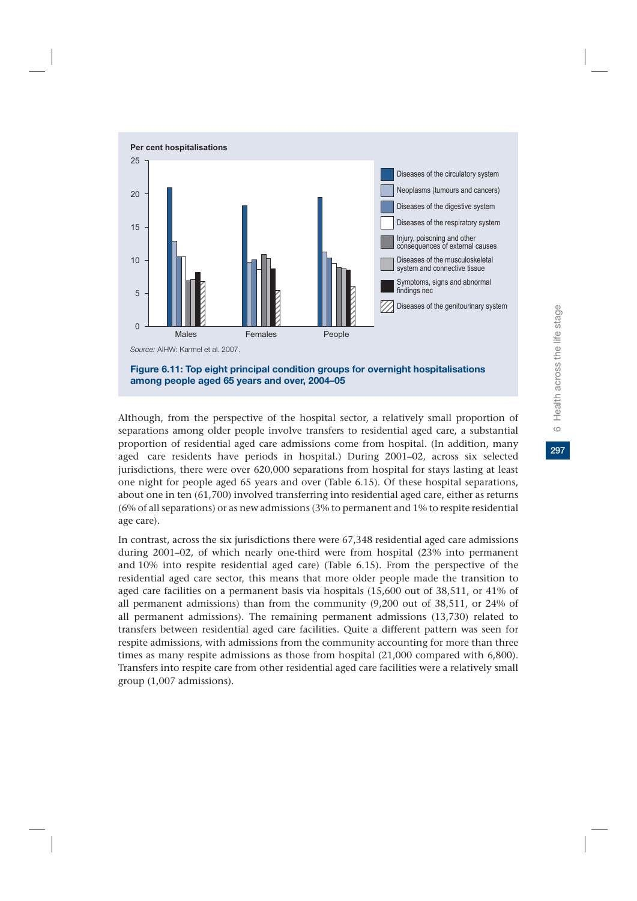Source: AIHW: Karmel et al. 2007.

**Figure 6.11: Top eight principal condition groups for overnight hospitalisations among people aged 65 years and over, 2004–05**

Although, from the perspective of the hospital sector, a relatively small proportion of separations among older people involve transfers to residential aged care, a substantial proportion of residential aged care admissions come from hospital. (In addition, many aged care residents have periods in hospital.) During 2001–02, across six selected jurisdictions, there were over 620,000 separations from hospital for stays lasting at least one night for people aged 65 years and over (Table 6.15). Of these hospital separations, about one in ten (61,700) involved transferring into residential aged care, either as returns (6% of all separations) or as new admissions (3% to permanent and 1% to respite residential age care).

In contrast, across the six jurisdictions there were 67,348 residential aged care admissions during 2001–02, of which nearly one-third were from hospital (23% into permanent and 10% into respite residential aged care) (Table 6.15). From the perspective of the residential aged care sector, this means that more older people made the transition to aged care facilities on a permanent basis via hospitals (15,600 out of 38,511, or 41% of all permanent admissions) than from the community (9,200 out of 38,511, or 24% of all permanent admissions). The remaining permanent admissions (13,730) related to transfers between residential aged care facilities. Quite a different pattern was seen for respite admissions, with admissions from the community accounting for more than three times as many respite admissions as those from hospital (21,000 compared with 6,800). Transfers into respite care from other residential aged care facilities were a relatively small group (1,007 admissions).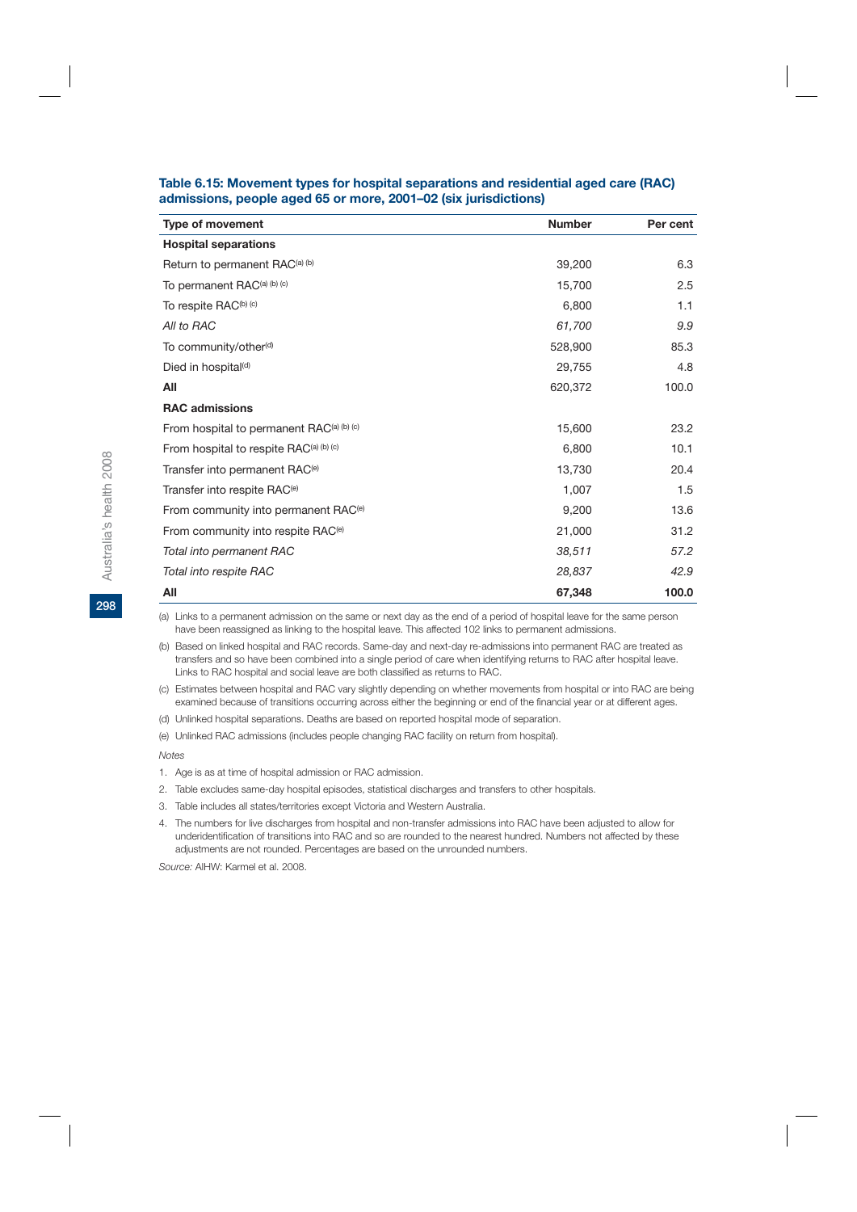**Table 6.15: Movement types for hospital separations and residential aged care (RAC) admissions, people aged 65 or more, 2001–02 (six jurisdictions)**

| Type of movement | Number | Per cent |
|---|---|---|
| **Hospital separations** | | |
| Return to permanent RAC[(a) (b)] | 39,200 | 6.3 |
| To permanent RAC[(a) (b) (c)] | 15,700 | 2.5 |
| To respite RAC[(b) (c)] | 6,800 | 1.1 |
| *All to RAC* | *61,700* | *9.9* |
| To community/other[(d)] | 528,900 | 85.3 |
| Died in hospital[(d)] | 29,755 | 4.8 |
| **All** | 620,372 | 100.0 |
| **RAC admissions** | | |
| From hospital to permanent RAC[(a) (b) (c)] | 15,600 | 23.2 |
| From hospital to respite RAC[(a) (b) (c)] | 6,800 | 10.1 |
| Transfer into permanent RAC[(e)] | 13,730 | 20.4 |
| Transfer into respite RAC[(e)] | 1,007 | 1.5 |
| From community into permanent RAC[(e)] | 9,200 | 13.6 |
| From community into respite RAC[(e)] | 21,000 | 31.2 |
| *Total into permanent RAC* | *38,511* | *57.2* |
| *Total into respite RAC* | *28,837* | *42.9* |
| **All** | **67,348** | **100.0** |

(a) Links to a permanent admission on the same or next day as the end of a period of hospital leave for the same person have been reassigned as linking to the hospital leave. This affected 102 links to permanent admissions.

(b) Based on linked hospital and RAC records. Same-day and next-day re-admissions into permanent RAC are treated as transfers and so have been combined into a single period of care when identifying returns to RAC after hospital leave. Links to RAC hospital and social leave are both classified as returns to RAC.

(c) Estimates between hospital and RAC vary slightly depending on whether movements from hospital or into RAC are being examined because of transitions occurring across either the beginning or end of the financial year or at different ages.

(d) Unlinked hospital separations. Deaths are based on reported hospital mode of separation.

(e) Unlinked RAC admissions (includes people changing RAC facility on return from hospital).

*Notes*

1. Age is as at time of hospital admission or RAC admission.
2. Table excludes same-day hospital episodes, statistical discharges and transfers to other hospitals.
3. Table includes all states/territories except Victoria and Western Australia.
4. The numbers for live discharges from hospital and non-transfer admissions into RAC have been adjusted to allow for underidentification of transitions into RAC and so are rounded to the nearest hundred. Numbers not affected by these adjustments are not rounded. Percentages are based on the unrounded numbers.

*Source:* AIHW: Karmel et al. 2008.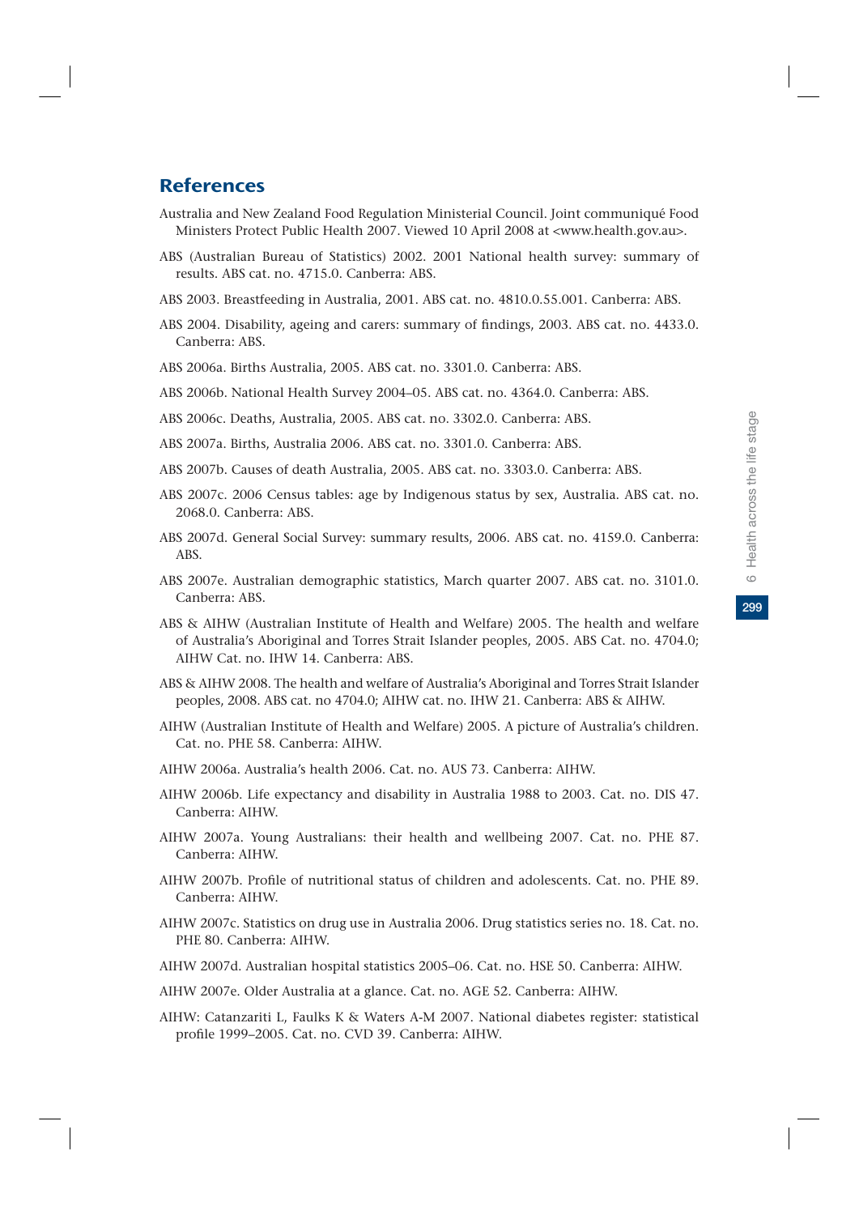## References

Australia and New Zealand Food Regulation Ministerial Council. Joint communiqué Food Ministers Protect Public Health 2007. Viewed 10 April 2008 at <www.health.gov.au>.

ABS (Australian Bureau of Statistics) 2002. 2001 National health survey: summary of results. ABS cat. no. 4715.0. Canberra: ABS.

ABS 2003. Breastfeeding in Australia, 2001. ABS cat. no. 4810.0.55.001. Canberra: ABS.

ABS 2004. Disability, ageing and carers: summary of findings, 2003. ABS cat. no. 4433.0. Canberra: ABS.

ABS 2006a. Births Australia, 2005. ABS cat. no. 3301.0. Canberra: ABS.

ABS 2006b. National Health Survey 2004–05. ABS cat. no. 4364.0. Canberra: ABS.

ABS 2006c. Deaths, Australia, 2005. ABS cat. no. 3302.0. Canberra: ABS.

ABS 2007a. Births, Australia 2006. ABS cat. no. 3301.0. Canberra: ABS.

ABS 2007b. Causes of death Australia, 2005. ABS cat. no. 3303.0. Canberra: ABS.

ABS 2007c. 2006 Census tables: age by Indigenous status by sex, Australia. ABS cat. no. 2068.0. Canberra: ABS.

ABS 2007d. General Social Survey: summary results, 2006. ABS cat. no. 4159.0. Canberra: ABS.

ABS 2007e. Australian demographic statistics, March quarter 2007. ABS cat. no. 3101.0. Canberra: ABS.

ABS & AIHW (Australian Institute of Health and Welfare) 2005. The health and welfare of Australia's Aboriginal and Torres Strait Islander peoples, 2005. ABS Cat. no. 4704.0; AIHW Cat. no. IHW 14. Canberra: ABS.

ABS & AIHW 2008. The health and welfare of Australia's Aboriginal and Torres Strait Islander peoples, 2008. ABS cat. no 4704.0; AIHW cat. no. IHW 21. Canberra: ABS & AIHW.

AIHW (Australian Institute of Health and Welfare) 2005. A picture of Australia's children. Cat. no. PHE 58. Canberra: AIHW.

AIHW 2006a. Australia's health 2006. Cat. no. AUS 73. Canberra: AIHW.

AIHW 2006b. Life expectancy and disability in Australia 1988 to 2003. Cat. no. DIS 47. Canberra: AIHW.

AIHW 2007a. Young Australians: their health and wellbeing 2007. Cat. no. PHE 87. Canberra: AIHW.

AIHW 2007b. Profile of nutritional status of children and adolescents. Cat. no. PHE 89. Canberra: AIHW.

AIHW 2007c. Statistics on drug use in Australia 2006. Drug statistics series no. 18. Cat. no. PHE 80. Canberra: AIHW.

AIHW 2007d. Australian hospital statistics 2005–06. Cat. no. HSE 50. Canberra: AIHW.

AIHW 2007e. Older Australia at a glance. Cat. no. AGE 52. Canberra: AIHW.

AIHW: Catanzariti L, Faulks K & Waters A-M 2007. National diabetes register: statistical profile 1999–2005. Cat. no. CVD 39. Canberra: AIHW.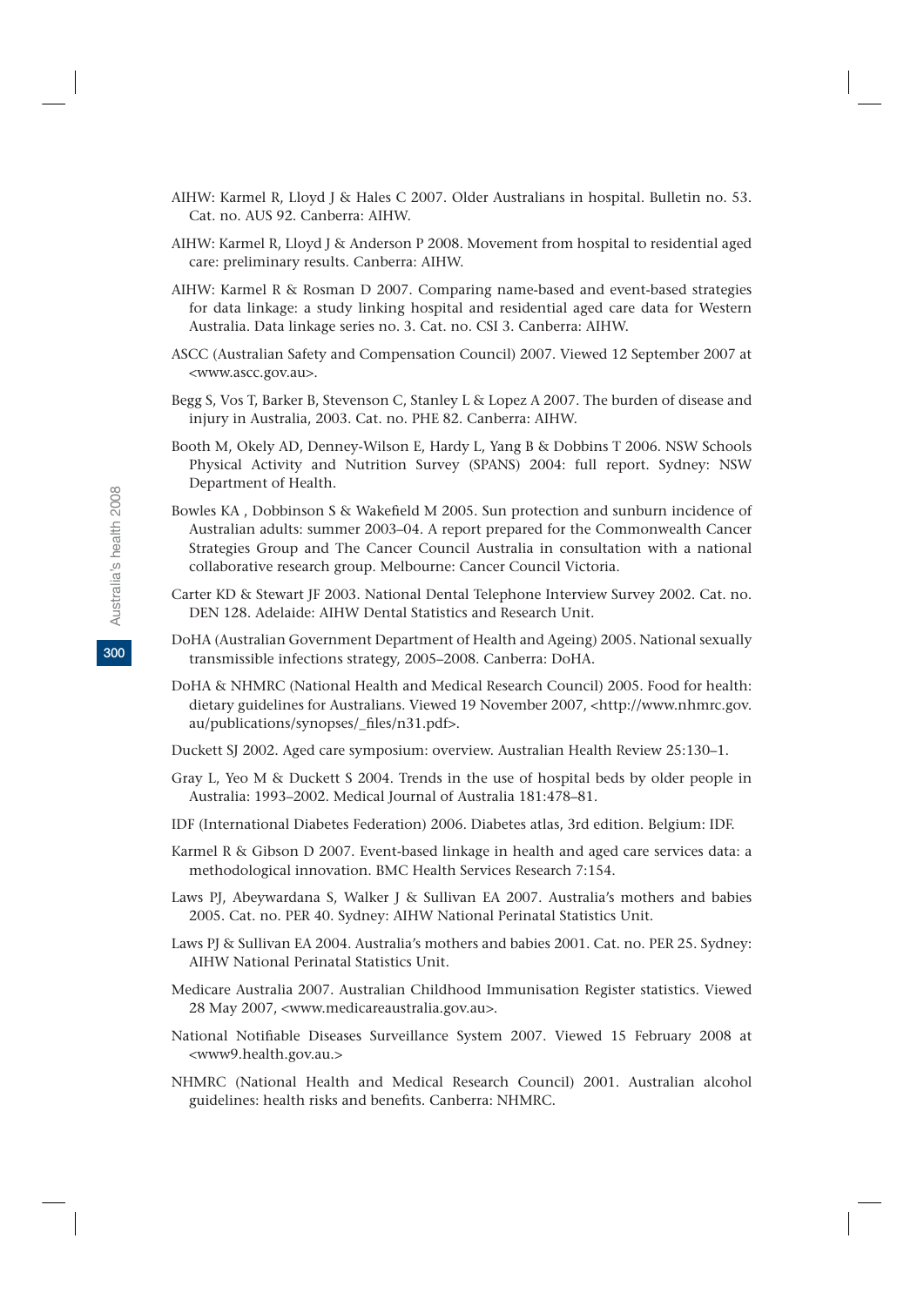AIHW: Karmel R, Lloyd J & Hales C 2007. Older Australians in hospital. Bulletin no. 53. Cat. no. AUS 92. Canberra: AIHW.

AIHW: Karmel R, Lloyd J & Anderson P 2008. Movement from hospital to residential aged care: preliminary results. Canberra: AIHW.

AIHW: Karmel R & Rosman D 2007. Comparing name-based and event-based strategies for data linkage: a study linking hospital and residential aged care data for Western Australia. Data linkage series no. 3. Cat. no. CSI 3. Canberra: AIHW.

ASCC (Australian Safety and Compensation Council) 2007. Viewed 12 September 2007 at <www.ascc.gov.au>.

Begg S, Vos T, Barker B, Stevenson C, Stanley L & Lopez A 2007. The burden of disease and injury in Australia, 2003. Cat. no. PHE 82. Canberra: AIHW.

Booth M, Okely AD, Denney-Wilson E, Hardy L, Yang B & Dobbins T 2006. NSW Schools Physical Activity and Nutrition Survey (SPANS) 2004: full report. Sydney: NSW Department of Health.

Bowles KA , Dobbinson S & Wakefield M 2005. Sun protection and sunburn incidence of Australian adults: summer 2003–04. A report prepared for the Commonwealth Cancer Strategies Group and The Cancer Council Australia in consultation with a national collaborative research group. Melbourne: Cancer Council Victoria.

Carter KD & Stewart JF 2003. National Dental Telephone Interview Survey 2002. Cat. no. DEN 128. Adelaide: AIHW Dental Statistics and Research Unit.

DoHA (Australian Government Department of Health and Ageing) 2005. National sexually transmissible infections strategy, 2005–2008. Canberra: DoHA.

DoHA & NHMRC (National Health and Medical Research Council) 2005. Food for health: dietary guidelines for Australians. Viewed 19 November 2007, <http://www.nhmrc.gov.au/publications/synopses/_files/n31.pdf>.

Duckett SJ 2002. Aged care symposium: overview. Australian Health Review 25:130–1.

Gray L, Yeo M & Duckett S 2004. Trends in the use of hospital beds by older people in Australia: 1993–2002. Medical Journal of Australia 181:478–81.

IDF (International Diabetes Federation) 2006. Diabetes atlas, 3rd edition. Belgium: IDF.

Karmel R & Gibson D 2007. Event-based linkage in health and aged care services data: a methodological innovation. BMC Health Services Research 7:154.

Laws PJ, Abeywardana S, Walker J & Sullivan EA 2007. Australia's mothers and babies 2005. Cat. no. PER 40. Sydney: AIHW National Perinatal Statistics Unit.

Laws PJ & Sullivan EA 2004. Australia's mothers and babies 2001. Cat. no. PER 25. Sydney: AIHW National Perinatal Statistics Unit.

Medicare Australia 2007. Australian Childhood Immunisation Register statistics. Viewed 28 May 2007, <www.medicareaustralia.gov.au>.

National Notifiable Diseases Surveillance System 2007. Viewed 15 February 2008 at <www9.health.gov.au.>

NHMRC (National Health and Medical Research Council) 2001. Australian alcohol guidelines: health risks and benefits. Canberra: NHMRC.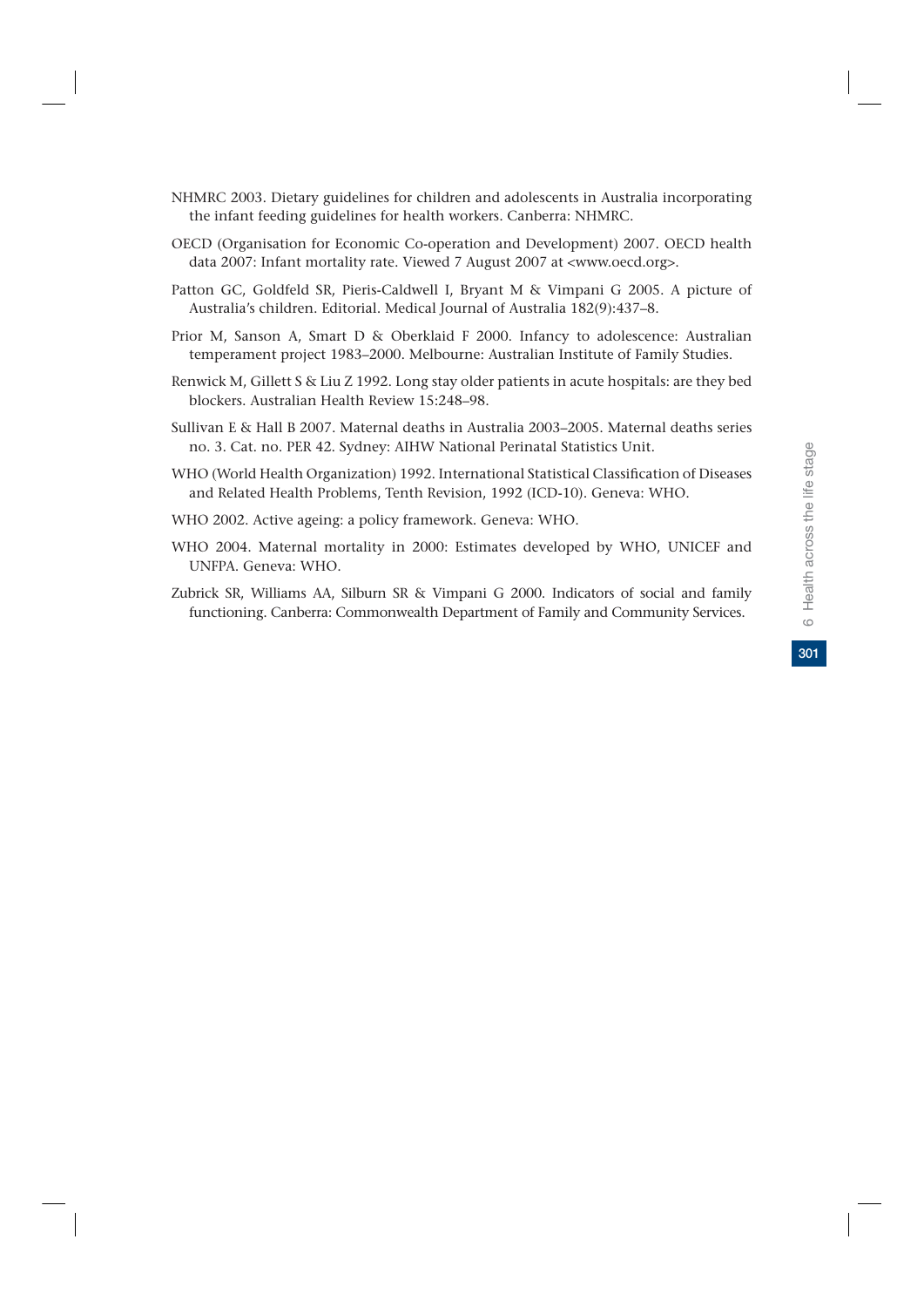NHMRC 2003. Dietary guidelines for children and adolescents in Australia incorporating the infant feeding guidelines for health workers. Canberra: NHMRC.

OECD (Organisation for Economic Co-operation and Development) 2007. OECD health data 2007: Infant mortality rate. Viewed 7 August 2007 at <www.oecd.org>.

Patton GC, Goldfeld SR, Pieris-Caldwell I, Bryant M & Vimpani G 2005. A picture of Australia's children. Editorial. Medical Journal of Australia 182(9):437–8.

Prior M, Sanson A, Smart D & Oberklaid F 2000. Infancy to adolescence: Australian temperament project 1983–2000. Melbourne: Australian Institute of Family Studies.

Renwick M, Gillett S & Liu Z 1992. Long stay older patients in acute hospitals: are they bed blockers. Australian Health Review 15:248–98.

Sullivan E & Hall B 2007. Maternal deaths in Australia 2003–2005. Maternal deaths series no. 3. Cat. no. PER 42. Sydney: AIHW National Perinatal Statistics Unit.

WHO (World Health Organization) 1992. International Statistical Classification of Diseases and Related Health Problems, Tenth Revision, 1992 (ICD-10). Geneva: WHO.

WHO 2002. Active ageing: a policy framework. Geneva: WHO.

WHO 2004. Maternal mortality in 2000: Estimates developed by WHO, UNICEF and UNFPA. Geneva: WHO.

Zubrick SR, Williams AA, Silburn SR & Vimpani G 2000. Indicators of social and family functioning. Canberra: Commonwealth Department of Family and Community Services.